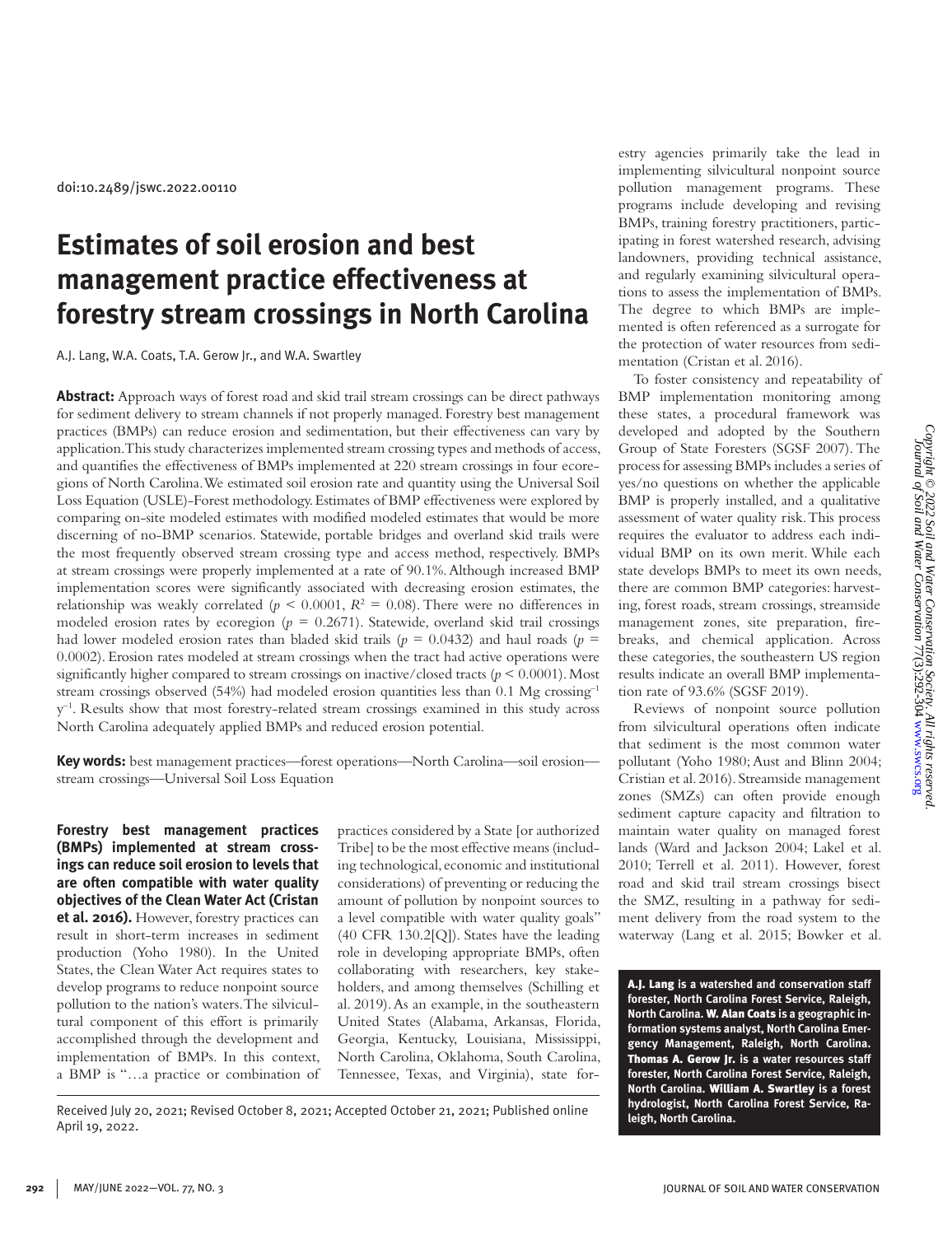doi:10.2489/jswc.2022.00110

# Estimates of soil erosion and best management practice effectiveness at forestry stream crossings in North Carolina

A.J. Lang, W.A. Coats, T.A. Gerow Jr., and W.A. Swartley

**Abstract:** Approach ways of forest road and skid trail stream crossings can be direct pathways for sediment delivery to stream channels if not properly managed. Forestry best management practices (BMPs) can reduce erosion and sedimentation, but their effectiveness can vary by application. This study characterizes implemented stream crossing types and methods of access, and quantifies the effectiveness of BMPs implemented at 220 stream crossings in four ecoregions of North Carolina. We estimated soil erosion rate and quantity using the Universal Soil Loss Equation (USLE)-Forest methodology. Estimates of BMP effectiveness were explored by comparing on-site modeled estimates with modified modeled estimates that would be more discerning of no-BMP scenarios. Statewide, portable bridges and overland skid trails were the most frequently observed stream crossing type and access method, respectively. BMPs at stream crossings were properly implemented at a rate of 90.1%. Although increased BMP implementation scores were significantly associated with decreasing erosion estimates, the relationship was weakly correlated ($p < 0.0001$, $R^2 = 0.08$). There were no differences in modeled erosion rates by ecoregion ($p = 0.2671$). Statewide, overland skid trail crossings had lower modeled erosion rates than bladed skid trails ($p = 0.0432$) and haul roads ($p = 0.0002$). Erosion rates modeled at stream crossings when the tract had active operations were significantly higher compared to stream crossings on inactive/closed tracts ($p < 0.0001$). Most stream crossings observed (54%) had modeled erosion quantities less than 0.1 Mg crossing$^{-1}$ y$^{-1}$. Results show that most forestry-related stream crossings examined in this study across North Carolina adequately applied BMPs and reduced erosion potential.

**Key words:** best management practices—forest operations—North Carolina—soil erosion—stream crossings—Universal Soil Loss Equation

**Forestry best management practices (BMPs) implemented at stream crossings can reduce soil erosion to levels that are often compatible with water quality objectives of the Clean Water Act (Cristan et al. 2016).** However, forestry practices can result in short-term increases in sediment production (Yoho 1980). In the United States, the Clean Water Act requires states to develop programs to reduce nonpoint source pollution to the nation's waters. The silvicultural component of this effort is primarily accomplished through the development and implementation of BMPs. In this context, a BMP is "…a practice or combination of practices considered by a State [or authorized Tribe] to be the most effective means (including technological, economic and institutional considerations) of preventing or reducing the amount of pollution by nonpoint sources to a level compatible with water quality goals" (40 CFR 130.2[Q]). States have the leading role in developing appropriate BMPs, often collaborating with researchers, key stakeholders, and among themselves (Schilling et al. 2019). As an example, in the southeastern United States (Alabama, Arkansas, Florida, Georgia, Kentucky, Louisiana, Mississippi, North Carolina, Oklahoma, South Carolina, Tennessee, Texas, and Virginia), state forestry agencies primarily take the lead in implementing silvicultural nonpoint source pollution management programs. These programs include developing and revising BMPs, training forestry practitioners, participating in forest watershed research, advising landowners, providing technical assistance, and regularly examining silvicultural operations to assess the implementation of BMPs. The degree to which BMPs are implemented is often referenced as a surrogate for the protection of water resources from sedimentation (Cristan et al. 2016).

To foster consistency and repeatability of BMP implementation monitoring among these states, a procedural framework was developed and adopted by the Southern Group of State Foresters (SGSF 2007). The process for assessing BMPs includes a series of yes/no questions on whether the applicable BMP is properly installed, and a qualitative assessment of water quality risk. This process requires the evaluator to address each individual BMP on its own merit. While each state develops BMPs to meet its own needs, there are common BMP categories: harvesting, forest roads, streamside management zones, site preparation, firebreaks, and chemical application. Across these categories, the southeastern US region results indicate an overall BMP implementation rate of 93.6% (SGSF 2019).

Reviews of nonpoint source pollution from silvicultural operations often indicate that sediment is the most common water pollutant (Yoho 1980; Aust and Blinn 2004; Cristian et al. 2016). Streamside management zones (SMZs) can often provide enough sediment capture capacity and filtration to maintain water quality on managed forest lands (Ward and Jackson 2004; Lakel et al. 2010; Terrell et al. 2011). However, forest road and skid trail stream crossings bisect the SMZ, resulting in a pathway for sediment delivery from the road system to the waterway (Lang et al. 2015; Bowker et al.

**A.J. Lang** is a watershed and conservation staff forester, North Carolina Forest Service, Raleigh, North Carolina. **W. Alan Coats** is a geographic information systems analyst, North Carolina Emergency Management, Raleigh, North Carolina. **Thomas A. Gerow Jr.** is a water resources staff forester, North Carolina Forest Service, Raleigh, North Carolina. **William A. Swartley** is a forest hydrologist, North Carolina Forest Service, Raleigh, North Carolina.

Received July 20, 2021; Revised October 8, 2021; Accepted October 21, 2021; Published online April 19, 2022.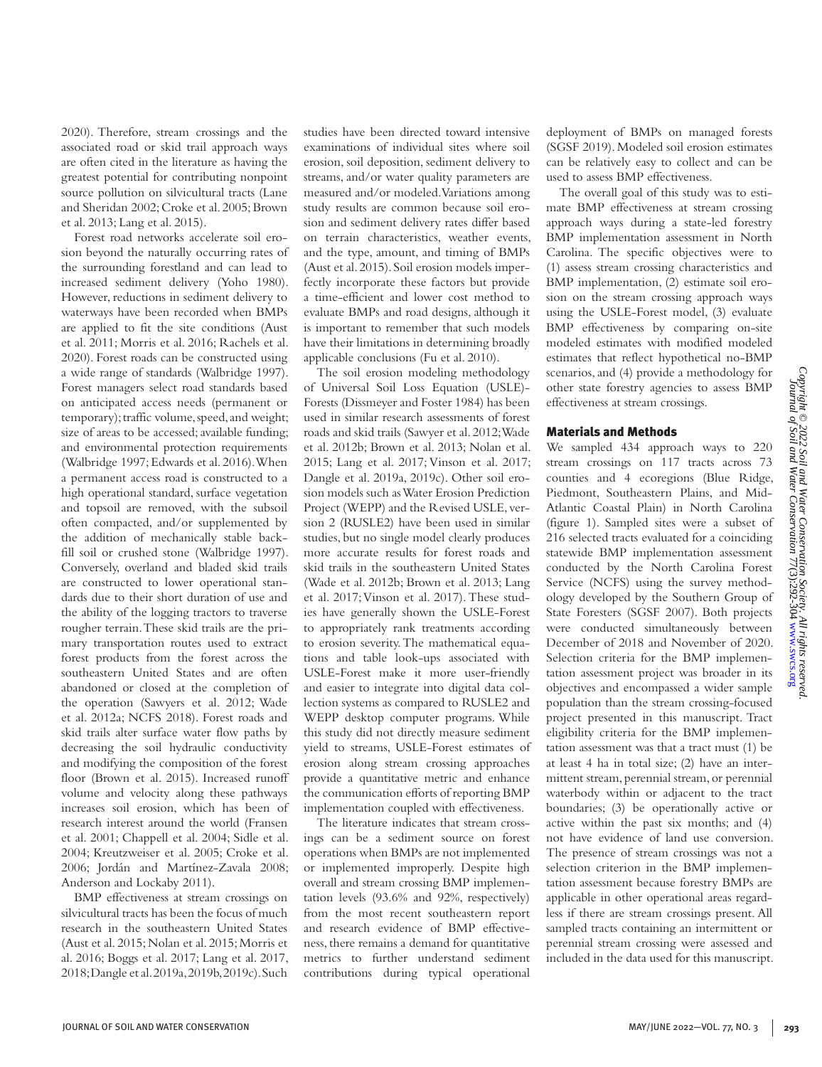2020). Therefore, stream crossings and the associated road or skid trail approach ways are often cited in the literature as having the greatest potential for contributing nonpoint source pollution on silvicultural tracts (Lane and Sheridan 2002; Croke et al. 2005; Brown et al. 2013; Lang et al. 2015).

Forest road networks accelerate soil erosion beyond the naturally occurring rates of the surrounding forestland and can lead to increased sediment delivery (Yoho 1980). However, reductions in sediment delivery to waterways have been recorded when BMPs are applied to fit the site conditions (Aust et al. 2011; Morris et al. 2016; Rachels et al. 2020). Forest roads can be constructed using a wide range of standards (Walbridge 1997). Forest managers select road standards based on anticipated access needs (permanent or temporary); traffic volume, speed, and weight; size of areas to be accessed; available funding; and environmental protection requirements (Walbridge 1997; Edwards et al. 2016). When a permanent access road is constructed to a high operational standard, surface vegetation and topsoil are removed, with the subsoil often compacted, and/or supplemented by the addition of mechanically stable backfill soil or crushed stone (Walbridge 1997). Conversely, overland and bladed skid trails are constructed to lower operational standards due to their short duration of use and the ability of the logging tractors to traverse rougher terrain. These skid trails are the primary transportation routes used to extract forest products from the forest across the southeastern United States and are often abandoned or closed at the completion of the operation (Sawyers et al. 2012; Wade et al. 2012a; NCFS 2018). Forest roads and skid trails alter surface water flow paths by decreasing the soil hydraulic conductivity and modifying the composition of the forest floor (Brown et al. 2015). Increased runoff volume and velocity along these pathways increases soil erosion, which has been of research interest around the world (Fransen et al. 2001; Chappell et al. 2004; Sidle et al. 2004; Kreutzweiser et al. 2005; Croke et al. 2006; Jordán and Martínez-Zavala 2008; Anderson and Lockaby 2011).

BMP effectiveness at stream crossings on silvicultural tracts has been the focus of much research in the southeastern United States (Aust et al. 2015; Nolan et al. 2015; Morris et al. 2016; Boggs et al. 2017; Lang et al. 2017, 2018; Dangle et al. 2019a, 2019b, 2019c). Such studies have been directed toward intensive examinations of individual sites where soil erosion, soil deposition, sediment delivery to streams, and/or water quality parameters are measured and/or modeled. Variations among study results are common because soil erosion and sediment delivery rates differ based on terrain characteristics, weather events, and the type, amount, and timing of BMPs (Aust et al. 2015). Soil erosion models imperfectly incorporate these factors but provide a time-efficient and lower cost method to evaluate BMPs and road designs, although it is important to remember that such models have their limitations in determining broadly applicable conclusions (Fu et al. 2010).

The soil erosion modeling methodology of Universal Soil Loss Equation (USLE)-Forests (Dissmeyer and Foster 1984) has been used in similar research assessments of forest roads and skid trails (Sawyer et al. 2012; Wade et al. 2012b; Brown et al. 2013; Nolan et al. 2015; Lang et al. 2017; Vinson et al. 2017; Dangle et al. 2019a, 2019c). Other soil erosion models such as Water Erosion Prediction Project (WEPP) and the Revised USLE, version 2 (RUSLE2) have been used in similar studies, but no single model clearly produces more accurate results for forest roads and skid trails in the southeastern United States (Wade et al. 2012b; Brown et al. 2013; Lang et al. 2017; Vinson et al. 2017). These studies have generally shown the USLE-Forest to appropriately rank treatments according to erosion severity. The mathematical equations and table look-ups associated with USLE-Forest make it more user-friendly and easier to integrate into digital data collection systems as compared to RUSLE2 and WEPP desktop computer programs. While this study did not directly measure sediment yield to streams, USLE-Forest estimates of erosion along stream crossing approaches provide a quantitative metric and enhance the communication efforts of reporting BMP implementation coupled with effectiveness.

The literature indicates that stream crossings can be a sediment source on forest operations when BMPs are not implemented or implemented improperly. Despite high overall and stream crossing BMP implementation levels (93.6% and 92%, respectively) from the most recent southeastern report and research evidence of BMP effectiveness, there remains a demand for quantitative metrics to further understand sediment contributions during typical operational deployment of BMPs on managed forests (SGSF 2019). Modeled soil erosion estimates can be relatively easy to collect and can be used to assess BMP effectiveness.

The overall goal of this study was to estimate BMP effectiveness at stream crossing approach ways during a state-led forestry BMP implementation assessment in North Carolina. The specific objectives were to (1) assess stream crossing characteristics and BMP implementation, (2) estimate soil erosion on the stream crossing approach ways using the USLE-Forest model, (3) evaluate BMP effectiveness by comparing on-site modeled estimates with modified modeled estimates that reflect hypothetical no-BMP scenarios, and (4) provide a methodology for other state forestry agencies to assess BMP effectiveness at stream crossings.

## Materials and Methods

We sampled 434 approach ways to 220 stream crossings on 117 tracts across 73 counties and 4 ecoregions (Blue Ridge, Piedmont, Southeastern Plains, and Mid-Atlantic Coastal Plain) in North Carolina (figure 1). Sampled sites were a subset of 216 selected tracts evaluated for a coinciding statewide BMP implementation assessment conducted by the North Carolina Forest Service (NCFS) using the survey methodology developed by the Southern Group of State Foresters (SGSF 2007). Both projects were conducted simultaneously between December of 2018 and November of 2020. Selection criteria for the BMP implementation assessment project was broader in its objectives and encompassed a wider sample population than the stream crossing-focused project presented in this manuscript. Tract eligibility criteria for the BMP implementation assessment was that a tract must (1) be at least 4 ha in total size; (2) have an intermittent stream, perennial stream, or perennial waterbody within or adjacent to the tract boundaries; (3) be operationally active or active within the past six months; and (4) not have evidence of land use conversion. The presence of stream crossings was not a selection criterion in the BMP implementation assessment because forestry BMPs are applicable in other operational areas regardless if there are stream crossings present. All sampled tracts containing an intermittent or perennial stream crossing were assessed and included in the data used for this manuscript.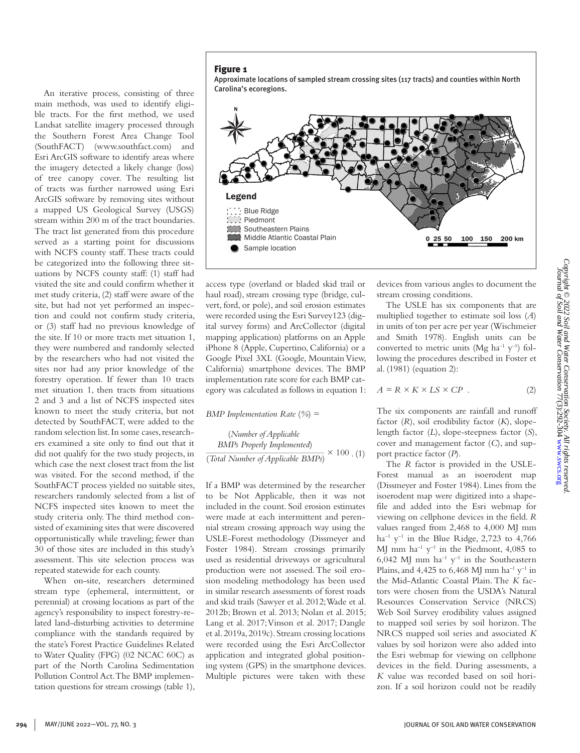An iterative process, consisting of three main methods, was used to identify eligible tracts. For the first method, we used Landsat satellite imagery processed through the Southern Forest Area Change Tool (SouthFACT) (www.southfact.com) and Esri ArcGIS software to identify areas where the imagery detected a likely change (loss) of tree canopy cover. The resulting list of tracts was further narrowed using Esri ArcGIS software by removing sites without a mapped US Geological Survey (USGS) stream within 200 m of the tract boundaries. The tract list generated from this procedure served as a starting point for discussions with NCFS county staff. These tracts could be categorized into the following three situations by NCFS county staff: (1) staff had visited the site and could confirm whether it met study criteria, (2) staff were aware of the site, but had not yet performed an inspection and could not confirm study criteria, or (3) staff had no previous knowledge of the site. If 10 or more tracts met situation 1, they were numbered and randomly selected by the researchers who had not visited the sites nor had any prior knowledge of the forestry operation. If fewer than 10 tracts met situation 1, then tracts from situations 2 and 3 and a list of NCFS inspected sites known to meet the study criteria, but not detected by SouthFACT, were added to the random selection list. In some cases, researchers examined a site only to find out that it did not qualify for the two study projects, in which case the next closest tract from the list was visited. For the second method, if the SouthFACT process yielded no suitable sites, researchers randomly selected from a list of NCFS inspected sites known to meet the study criteria only. The third method consisted of examining sites that were discovered opportunistically while traveling; fewer than 30 of those sites are included in this study's assessment. This site selection process was repeated statewide for each county.

When on-site, researchers determined stream type (ephemeral, intermittent, or perennial) at crossing locations as part of the agency's responsibility to inspect forestry-related land-disturbing activities to determine compliance with the standards required by the state's Forest Practice Guidelines Related to Water Quality (FPG) (02 NCAC 60C) as part of the North Carolina Sedimentation Pollution Control Act. The BMP implementation questions for stream crossings (table 1), access type (overland or bladed skid trail or haul road), stream crossing type (bridge, culvert, ford, or pole), and soil erosion estimates were recorded using the Esri Survey123 (digital survey forms) and ArcCollector (digital mapping application) platforms on an Apple iPhone 8 (Apple, Cupertino, California) or a Google Pixel 3XL (Google, Mountain View, California) smartphone devices. The BMP implementation rate score for each BMP category was calculated as follows in equation 1:

$$\textit{BMP Implementation Rate (\%)} = \frac{(\textit{Number of Applicable BMPs Properly Implemented})}{(\textit{Total Number of Applicable BMPs})} \times 100 \; . \quad (1)$$

If a BMP was determined by the researcher to be Not Applicable, then it was not included in the count. Soil erosion estimates were made at each intermittent and perennial stream crossing approach way using the USLE-Forest methodology (Dissmeyer and Foster 1984). Stream crossings primarily used as residential driveways or agricultural production were not assessed. The soil erosion modeling methodology has been used in similar research assessments of forest roads and skid trails (Sawyer et al. 2012; Wade et al. 2012b; Brown et al. 2013; Nolan et al. 2015; Lang et al. 2017; Vinson et al. 2017; Dangle et al. 2019a, 2019c). Stream crossing locations were recorded using the Esri ArcCollector application and integrated global positioning system (GPS) in the smartphone devices. Multiple pictures were taken with these devices from various angles to document the stream crossing conditions.

The USLE has six components that are multiplied together to estimate soil loss ($A$) in units of ton per acre per year (Wischmeier and Smith 1978). English units can be converted to metric units (Mg ha$^{-1}$ y$^{-1}$) following the procedures described in Foster et al. (1981) (equation 2):

$$A = R \times K \times LS \times CP \; . \quad (2)$$

The six components are rainfall and runoff factor ($R$), soil erodibility factor ($K$), slope-length factor ($L$), slope-steepness factor ($S$), cover and management factor ($C$), and support practice factor ($P$).

The $R$ factor is provided in the USLE-Forest manual as an isoerodent map (Dissmeyer and Foster 1984). Lines from the isoerodent map were digitized into a shapefile and added into the Esri webmap for viewing on cellphone devices in the field. $R$ values ranged from 2,468 to 4,000 MJ mm ha$^{-1}$ y$^{-1}$ in the Blue Ridge, 2,723 to 4,766 MJ mm ha$^{-1}$ y$^{-1}$ in the Piedmont, 4,085 to 6,042 MJ mm ha$^{-1}$ y$^{-1}$ in the Southeastern Plains, and 4,425 to 6,468 MJ mm ha$^{-1}$ y$^{-1}$ in the Mid-Atlantic Coastal Plain. The $K$ factors were chosen from the USDA's Natural Resources Conservation Service (NRCS) Web Soil Survey erodibility values assigned to mapped soil series by soil horizon. The NRCS mapped soil series and associated $K$ values by soil horizon were also added into the Esri webmap for viewing on cellphone devices in the field. During assessments, a $K$ value was recorded based on soil horizon. If a soil horizon could not be readily

**Figure 1**

Approximate locations of sampled stream crossing sites (117 tracts) and counties within North Carolina's ecoregions.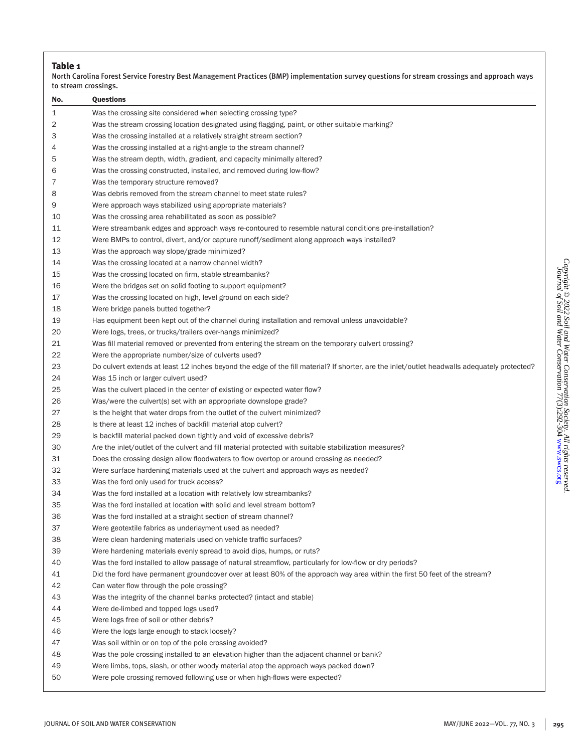**Table 1**

North Carolina Forest Service Forestry Best Management Practices (BMP) implementation survey questions for stream crossings and approach ways to stream crossings.

| No. | Questions |
|---|---|
| 1 | Was the crossing site considered when selecting crossing type? |
| 2 | Was the stream crossing location designated using flagging, paint, or other suitable marking? |
| 3 | Was the crossing installed at a relatively straight stream section? |
| 4 | Was the crossing installed at a right-angle to the stream channel? |
| 5 | Was the stream depth, width, gradient, and capacity minimally altered? |
| 6 | Was the crossing constructed, installed, and removed during low-flow? |
| 7 | Was the temporary structure removed? |
| 8 | Was debris removed from the stream channel to meet state rules? |
| 9 | Were approach ways stabilized using appropriate materials? |
| 10 | Was the crossing area rehabilitated as soon as possible? |
| 11 | Were streambank edges and approach ways re-contoured to resemble natural conditions pre-installation? |
| 12 | Were BMPs to control, divert, and/or capture runoff/sediment along approach ways installed? |
| 13 | Was the approach way slope/grade minimized? |
| 14 | Was the crossing located at a narrow channel width? |
| 15 | Was the crossing located on firm, stable streambanks? |
| 16 | Were the bridges set on solid footing to support equipment? |
| 17 | Was the crossing located on high, level ground on each side? |
| 18 | Were bridge panels butted together? |
| 19 | Has equipment been kept out of the channel during installation and removal unless unavoidable? |
| 20 | Were logs, trees, or trucks/trailers over-hangs minimized? |
| 21 | Was fill material removed or prevented from entering the stream on the temporary culvert crossing? |
| 22 | Were the appropriate number/size of culverts used? |
| 23 | Do culvert extends at least 12 inches beyond the edge of the fill material? If shorter, are the inlet/outlet headwalls adequately protected? |
| 24 | Was 15 inch or larger culvert used? |
| 25 | Was the culvert placed in the center of existing or expected water flow? |
| 26 | Was/were the culvert(s) set with an appropriate downslope grade? |
| 27 | Is the height that water drops from the outlet of the culvert minimized? |
| 28 | Is there at least 12 inches of backfill material atop culvert? |
| 29 | Is backfill material packed down tightly and void of excessive debris? |
| 30 | Are the inlet/outlet of the culvert and fill material protected with suitable stabilization measures? |
| 31 | Does the crossing design allow floodwaters to flow overtop or around crossing as needed? |
| 32 | Were surface hardening materials used at the culvert and approach ways as needed? |
| 33 | Was the ford only used for truck access? |
| 34 | Was the ford installed at a location with relatively low streambanks? |
| 35 | Was the ford installed at location with solid and level stream bottom? |
| 36 | Was the ford installed at a straight section of stream channel? |
| 37 | Were geotextile fabrics as underlayment used as needed? |
| 38 | Were clean hardening materials used on vehicle traffic surfaces? |
| 39 | Were hardening materials evenly spread to avoid dips, humps, or ruts? |
| 40 | Was the ford installed to allow passage of natural streamflow, particularly for low-flow or dry periods? |
| 41 | Did the ford have permanent groundcover over at least 80% of the approach way area within the first 50 feet of the stream? |
| 42 | Can water flow through the pole crossing? |
| 43 | Was the integrity of the channel banks protected? (intact and stable) |
| 44 | Were de-limbed and topped logs used? |
| 45 | Were logs free of soil or other debris? |
| 46 | Were the logs large enough to stack loosely? |
| 47 | Was soil within or on top of the pole crossing avoided? |
| 48 | Was the pole crossing installed to an elevation higher than the adjacent channel or bank? |
| 49 | Were limbs, tops, slash, or other woody material atop the approach ways packed down? |
| 50 | Were pole crossing removed following use or when high-flows were expected? |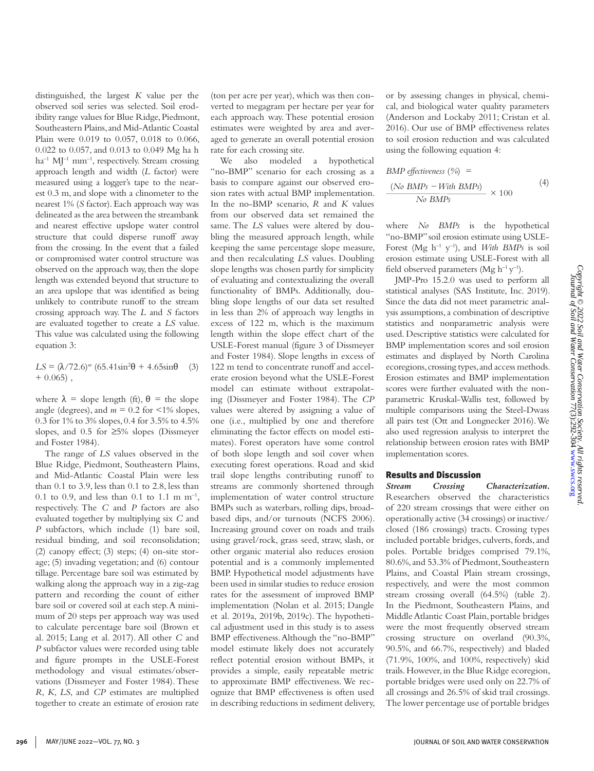distinguished, the largest $K$ value per the observed soil series was selected. Soil erodibility range values for Blue Ridge, Piedmont, Southeastern Plains, and Mid-Atlantic Coastal Plain were 0.019 to 0.057, 0.018 to 0.066, 0.022 to 0.057, and 0.013 to 0.049 Mg ha h ha$^{-1}$ MJ$^{-1}$ mm$^{-1}$, respectively. Stream crossing approach length and width ($L$ factor) were measured using a logger's tape to the nearest 0.3 m, and slope with a clinometer to the nearest 1% ($S$ factor). Each approach way was delineated as the area between the streambank and nearest effective upslope water control structure that could disperse runoff away from the crossing. In the event that a failed or compromised water control structure was observed on the approach way, then the slope length was extended beyond that structure to an area upslope that was identified as being unlikely to contribute runoff to the stream crossing approach way. The $L$ and $S$ factors are evaluated together to create a $LS$ value. This value was calculated using the following equation 3:

$$LS = (\lambda/72.6)^m \,(65.41\sin^2\theta + 4.65\sin\theta + 0.065), \quad (3)$$

where $\lambda$ = slope length (ft), $\theta$ = the slope angle (degrees), and $m$ = 0.2 for <1% slopes, 0.3 for 1% to 3% slopes, 0.4 for 3.5% to 4.5% slopes, and 0.5 for ≥5% slopes (Dissmeyer and Foster 1984).

The range of $LS$ values observed in the Blue Ridge, Piedmont, Southeastern Plains, and Mid-Atlantic Coastal Plain were less than 0.1 to 3.9, less than 0.1 to 2.8, less than 0.1 to 0.9, and less than 0.1 to 1.1 m m$^{-1}$, respectively. The $C$ and $P$ factors are also evaluated together by multiplying six $C$ and $P$ subfactors, which include (1) bare soil, residual binding, and soil reconsolidation; (2) canopy effect; (3) steps; (4) on-site storage; (5) invading vegetation; and (6) contour tillage. Percentage bare soil was estimated by walking along the approach way in a zig-zag pattern and recording the count of either bare soil or covered soil at each step. A minimum of 20 steps per approach way was used to calculate percentage bare soil (Brown et al. 2015; Lang et al. 2017). All other $C$ and $P$ subfactor values were recorded using table and figure prompts in the USLE-Forest methodology and visual estimates/observations (Dissmeyer and Foster 1984). These $R$, $K$, $LS$, and $CP$ estimates are multiplied together to create an estimate of erosion rate (ton per acre per year), which was then converted to megagram per hectare per year for each approach way. These potential erosion estimates were weighted by area and averaged to generate an overall potential erosion rate for each crossing site.

We also modeled a hypothetical "no-BMP" scenario for each crossing as a basis to compare against our observed erosion rates with actual BMP implementation. In the no-BMP scenario, $R$ and $K$ values from our observed data set remained the same. The $LS$ values were altered by doubling the measured approach length, while keeping the same percentage slope measure, and then recalculating $LS$ values. Doubling slope lengths was chosen partly for simplicity of evaluating and contextualizing the overall functionality of BMPs. Additionally, doubling slope lengths of our data set resulted in less than 2% of approach way lengths in excess of 122 m, which is the maximum length within the slope effect chart of the USLE-Forest manual (figure 3 of Dissmeyer and Foster 1984). Slope lengths in excess of 122 m tend to concentrate runoff and accelerate erosion beyond what the USLE-Forest model can estimate without extrapolating (Dissmeyer and Foster 1984). The $CP$ values were altered by assigning a value of one (i.e., multiplied by one and therefore eliminating the factor effects on model estimates). Forest operators have some control of both slope length and soil cover when executing forest operations. Road and skid trail slope lengths contributing runoff to streams are commonly shortened through implementation of water control structure BMPs such as waterbars, rolling dips, broad-based dips, and/or turnouts (NCFS 2006). Increasing ground cover on roads and trails using gravel/rock, grass seed, straw, slash, or other organic material also reduces erosion potential and is a commonly implemented BMP. Hypothetical model adjustments have been used in similar studies to reduce erosion rates for the assessment of improved BMP implementation (Nolan et al. 2015; Dangle et al. 2019a, 2019b, 2019c). The hypothetical adjustment used in this study is to assess BMP effectiveness. Although the "no-BMP" model estimate likely does not accurately reflect potential erosion without BMPs, it provides a simple, easily repeatable metric to approximate BMP effectiveness. We recognize that BMP effectiveness is often used in describing reductions in sediment delivery, or by assessing changes in physical, chemical, and biological water quality parameters (Anderson and Lockaby 2011; Cristan et al. 2016). Our use of BMP effectiveness relates to soil erosion reduction and was calculated using the following equation 4:

$$BMP\ effectiveness\ (\%) = \frac{(No\ BMPs - With\ BMPs)}{No\ BMPs} \times 100 \quad (4)$$

where *No BMPs* is the hypothetical "no-BMP" soil erosion estimate using USLE-Forest (Mg h$^{-1}$ y$^{-1}$), and *With BMPs* is soil erosion estimate using USLE-Forest with all field observed parameters (Mg h$^{-1}$ y$^{-1}$).

JMP-Pro 15.2.0 was used to perform all statistical analyses (SAS Institute, Inc. 2019). Since the data did not meet parametric analysis assumptions, a combination of descriptive statistics and nonparametric analysis were used. Descriptive statistics were calculated for BMP implementation scores and soil erosion estimates and displayed by North Carolina ecoregions, crossing types, and access methods. Erosion estimates and BMP implementation scores were further evaluated with the nonparametric Kruskal-Wallis test, followed by multiple comparisons using the Steel-Dwass all pairs test (Ott and Longnecker 2016). We also used regression analysis to interpret the relationship between erosion rates with BMP implementation scores.

## Results and Discussion

***Stream Crossing Characterization.*** Researchers observed the characteristics of 220 stream crossings that were either on operationally active (34 crossings) or inactive/closed (186 crossings) tracts. Crossing types included portable bridges, culverts, fords, and poles. Portable bridges comprised 79.1%, 80.6%, and 53.3% of Piedmont, Southeastern Plains, and Coastal Plain stream crossings, respectively, and were the most common stream crossing overall (64.5%) (table 2). In the Piedmont, Southeastern Plains, and Middle Atlantic Coast Plain, portable bridges were the most frequently observed stream crossing structure on overland (90.3%, 90.5%, and 66.7%, respectively) and bladed (71.9%, 100%, and 100%, respectively) skid trails. However, in the Blue Ridge ecoregion, portable bridges were used only on 22.7% of all crossings and 26.5% of skid trail crossings. The lower percentage use of portable bridges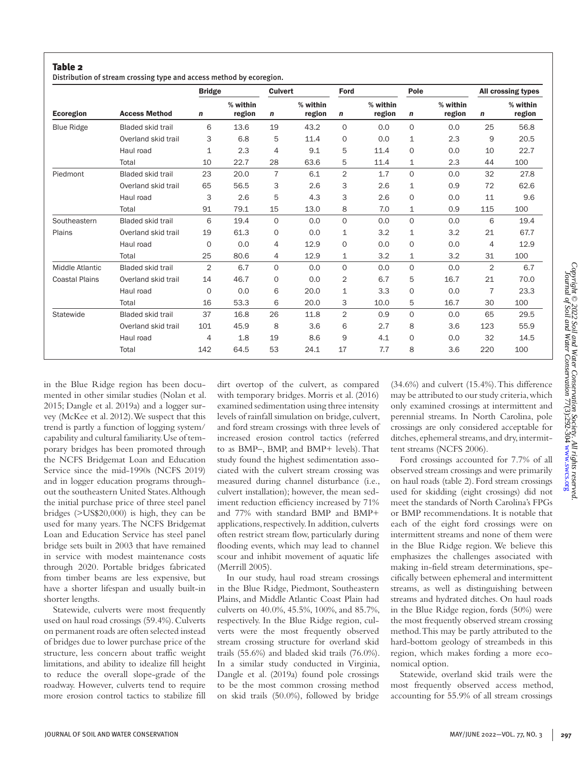### Table 2

Distribution of stream crossing type and access method by ecoregion.

| | | Bridge | | Culvert | | Ford | | Pole | | All crossing types | |
|---|---|---|---|---|---|---|---|---|---|---|---|
| Ecoregion | Access Method | *n* | % within region | *n* | % within region | *n* | % within region | *n* | % within region | *n* | % within region |
| Blue Ridge | Bladed skid trail | 6 | 13.6 | 19 | 43.2 | 0 | 0.0 | 0 | 0.0 | 25 | 56.8 |
| | Overland skid trail | 3 | 6.8 | 5 | 11.4 | 0 | 0.0 | 1 | 2.3 | 9 | 20.5 |
| | Haul road | 1 | 2.3 | 4 | 9.1 | 5 | 11.4 | 0 | 0.0 | 10 | 22.7 |
| | Total | 10 | 22.7 | 28 | 63.6 | 5 | 11.4 | 1 | 2.3 | 44 | 100 |
| Piedmont | Bladed skid trail | 23 | 20.0 | 7 | 6.1 | 2 | 1.7 | 0 | 0.0 | 32 | 27.8 |
| | Overland skid trail | 65 | 56.5 | 3 | 2.6 | 3 | 2.6 | 1 | 0.9 | 72 | 62.6 |
| | Haul road | 3 | 2.6 | 5 | 4.3 | 3 | 2.6 | 0 | 0.0 | 11 | 9.6 |
| | Total | 91 | 79.1 | 15 | 13.0 | 8 | 7.0 | 1 | 0.9 | 115 | 100 |
| Southeastern Plains | Bladed skid trail | 6 | 19.4 | 0 | 0.0 | 0 | 0.0 | 0 | 0.0 | 6 | 19.4 |
| | Overland skid trail | 19 | 61.3 | 0 | 0.0 | 1 | 3.2 | 1 | 3.2 | 21 | 67.7 |
| | Haul road | 0 | 0.0 | 4 | 12.9 | 0 | 0.0 | 0 | 0.0 | 4 | 12.9 |
| | Total | 25 | 80.6 | 4 | 12.9 | 1 | 3.2 | 1 | 3.2 | 31 | 100 |
| Middle Atlantic Coastal Plains | Bladed skid trail | 2 | 6.7 | 0 | 0.0 | 0 | 0.0 | 0 | 0.0 | 2 | 6.7 |
| | Overland skid trail | 14 | 46.7 | 0 | 0.0 | 2 | 6.7 | 5 | 16.7 | 21 | 70.0 |
| | Haul road | 0 | 0.0 | 6 | 20.0 | 1 | 3.3 | 0 | 0.0 | 7 | 23.3 |
| | Total | 16 | 53.3 | 6 | 20.0 | 3 | 10.0 | 5 | 16.7 | 30 | 100 |
| Statewide | Bladed skid trail | 37 | 16.8 | 26 | 11.8 | 2 | 0.9 | 0 | 0.0 | 65 | 29.5 |
| | Overland skid trail | 101 | 45.9 | 8 | 3.6 | 6 | 2.7 | 8 | 3.6 | 123 | 55.9 |
| | Haul road | 4 | 1.8 | 19 | 8.6 | 9 | 4.1 | 0 | 0.0 | 32 | 14.5 |
| | Total | 142 | 64.5 | 53 | 24.1 | 17 | 7.7 | 8 | 3.6 | 220 | 100 |

in the Blue Ridge region has been documented in other similar studies (Nolan et al. 2015; Dangle et al. 2019a) and a logger survey (McKee et al. 2012). We suspect that this trend is partly a function of logging system/capability and cultural familiarity. Use of temporary bridges has been promoted through the NCFS Bridgemat Loan and Education Service since the mid-1990s (NCFS 2019) and in logger education programs throughout the southeastern United States. Although the initial purchase price of three steel panel bridges (>US$20,000) is high, they can be used for many years. The NCFS Bridgemat Loan and Education Service has steel panel bridge sets built in 2003 that have remained in service with modest maintenance costs through 2020. Portable bridges fabricated from timber beams are less expensive, but have a shorter lifespan and usually built-in shorter lengths.

Statewide, culverts were most frequently used on haul road crossings (59.4%). Culverts on permanent roads are often selected instead of bridges due to lower purchase price of the structure, less concern about traffic weight limitations, and ability to idealize fill height to reduce the overall slope-grade of the roadway. However, culverts tend to require more erosion control tactics to stabilize fill dirt overtop of the culvert, as compared with temporary bridges. Morris et al. (2016) examined sedimentation using three intensity levels of rainfall simulation on bridge, culvert, and ford stream crossings with three levels of increased erosion control tactics (referred to as BMP–, BMP, and BMP+ levels). That study found the highest sedimentation associated with the culvert stream crossing was measured during channel disturbance (i.e., culvert installation); however, the mean sediment reduction efficiency increased by 71% and 77% with standard BMP and BMP+ applications, respectively. In addition, culverts often restrict stream flow, particularly during flooding events, which may lead to channel scour and inhibit movement of aquatic life (Merrill 2005).

In our study, haul road stream crossings in the Blue Ridge, Piedmont, Southeastern Plains, and Middle Atlantic Coast Plain had culverts on 40.0%, 45.5%, 100%, and 85.7%, respectively. In the Blue Ridge region, culverts were the most frequently observed stream crossing structure for overland skid trails (55.6%) and bladed skid trails (76.0%). In a similar study conducted in Virginia, Dangle et al. (2019a) found pole crossings to be the most common crossing method on skid trails (50.0%), followed by bridge (34.6%) and culvert (15.4%). This difference may be attributed to our study criteria, which only examined crossings at intermittent and perennial streams. In North Carolina, pole crossings are only considered acceptable for ditches, ephemeral streams, and dry, intermittent streams (NCFS 2006).

Ford crossings accounted for 7.7% of all observed stream crossings and were primarily on haul roads (table 2). Ford stream crossings used for skidding (eight crossings) did not meet the standards of North Carolina's FPGs or BMP recommendations. It is notable that each of the eight ford crossings were on intermittent streams and none of them were in the Blue Ridge region. We believe this emphasizes the challenges associated with making in-field stream determinations, specifically between ephemeral and intermittent streams, as well as distinguishing between streams and hydrated ditches. On haul roads in the Blue Ridge region, fords (50%) were the most frequently observed stream crossing method. This may be partly attributed to the hard-bottom geology of streambeds in this region, which makes fording a more economical option.

Statewide, overland skid trails were the most frequently observed access method, accounting for 55.9% of all stream crossings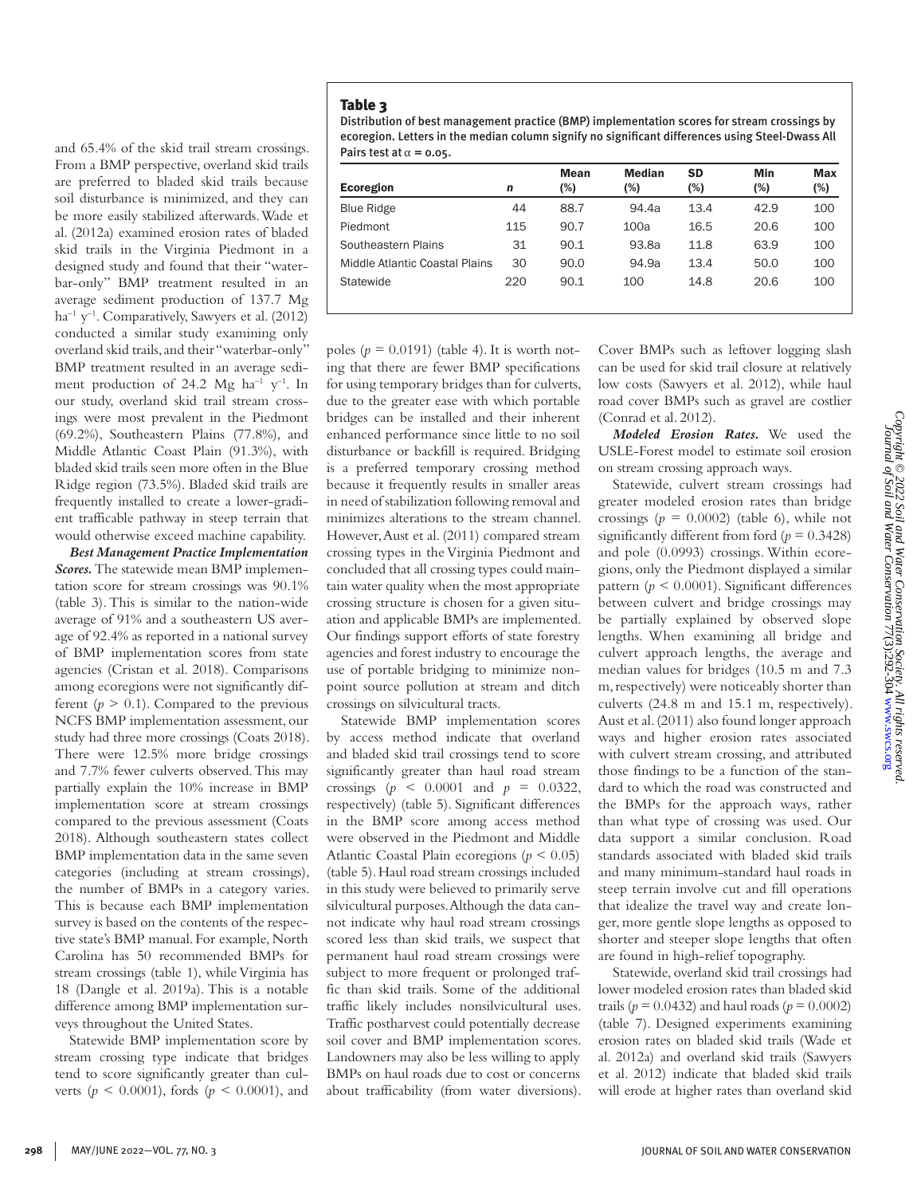and 65.4% of the skid trail stream crossings. From a BMP perspective, overland skid trails are preferred to bladed skid trails because soil disturbance is minimized, and they can be more easily stabilized afterwards. Wade et al. (2012a) examined erosion rates of bladed skid trails in the Virginia Piedmont in a designed study and found that their "waterbar-only" BMP treatment resulted in an average sediment production of 137.7 Mg $ha^{-1}$ $y^{-1}$. Comparatively, Sawyers et al. (2012) conducted a similar study examining only overland skid trails, and their "waterbar-only" BMP treatment resulted in an average sediment production of 24.2 Mg $ha^{-1}$ $y^{-1}$. In our study, overland skid trail stream crossings were most prevalent in the Piedmont (69.2%), Southeastern Plains (77.8%), and Middle Atlantic Coast Plain (91.3%), with bladed skid trails seen more often in the Blue Ridge region (73.5%). Bladed skid trails are frequently installed to create a lower-gradient trafficable pathway in steep terrain that would otherwise exceed machine capability.

***Best Management Practice Implementation Scores.*** The statewide mean BMP implementation score for stream crossings was 90.1% (table 3). This is similar to the nation-wide average of 91% and a southeastern US average of 92.4% as reported in a national survey of BMP implementation scores from state agencies (Cristan et al. 2018). Comparisons among ecoregions were not significantly different ($p > 0.1$). Compared to the previous NCFS BMP implementation assessment, our study had three more crossings (Coats 2018). There were 12.5% more bridge crossings and 7.7% fewer culverts observed. This may partially explain the 10% increase in BMP implementation score at stream crossings compared to the previous assessment (Coats 2018). Although southeastern states collect BMP implementation data in the same seven categories (including at stream crossings), the number of BMPs in a category varies. This is because each BMP implementation survey is based on the contents of the respective state's BMP manual. For example, North Carolina has 50 recommended BMPs for stream crossings (table 1), while Virginia has 18 (Dangle et al. 2019a). This is a notable difference among BMP implementation surveys throughout the United States.

**Table 3**

Distribution of best management practice (BMP) implementation scores for stream crossings by ecoregion. Letters in the median column signify no significant differences using Steel-Dwass All Pairs test at $\alpha = 0.05$.

| Ecoregion | n | Mean (%) | Median (%) | SD (%) | Min (%) | Max (%) |
|---|---|---|---|---|---|---|
| Blue Ridge | 44 | 88.7 | 94.4a | 13.4 | 42.9 | 100 |
| Piedmont | 115 | 90.7 | 100a | 16.5 | 20.6 | 100 |
| Southeastern Plains | 31 | 90.1 | 93.8a | 11.8 | 63.9 | 100 |
| Middle Atlantic Coastal Plains | 30 | 90.0 | 94.9a | 13.4 | 50.0 | 100 |
| Statewide | 220 | 90.1 | 100 | 14.8 | 20.6 | 100 |

Statewide BMP implementation score by stream crossing type indicate that bridges tend to score significantly greater than culverts ($p < 0.0001$), fords ($p < 0.0001$), and poles ($p = 0.0191$) (table 4). It is worth noting that there are fewer BMP specifications for using temporary bridges than for culverts, due to the greater ease with which portable bridges can be installed and their inherent enhanced performance since little to no soil disturbance or backfill is required. Bridging is a preferred temporary crossing method because it frequently results in smaller areas in need of stabilization following removal and minimizes alterations to the stream channel. However, Aust et al. (2011) compared stream crossing types in the Virginia Piedmont and concluded that all crossing types could maintain water quality when the most appropriate crossing structure is chosen for a given situation and applicable BMPs are implemented. Our findings support efforts of state forestry agencies and forest industry to encourage the use of portable bridging to minimize nonpoint source pollution at stream and ditch crossings on silvicultural tracts.

Statewide BMP implementation scores by access method indicate that overland and bladed skid trail crossings tend to score significantly greater than haul road stream crossings ($p < 0.0001$ and $p = 0.0322$, respectively) (table 5). Significant differences in the BMP score among access method were observed in the Piedmont and Middle Atlantic Coastal Plain ecoregions ($p < 0.05$) (table 5). Haul road stream crossings included in this study were believed to primarily serve silvicultural purposes. Although the data cannot indicate why haul road stream crossings scored less than skid trails, we suspect that permanent haul road stream crossings were subject to more frequent or prolonged traffic than skid trails. Some of the additional traffic likely includes nonsilvicultural uses. Traffic postharvest could potentially decrease soil cover and BMP implementation scores. Landowners may also be less willing to apply BMPs on haul roads due to cost or concerns about trafficability (from water diversions). Cover BMPs such as leftover logging slash can be used for skid trail closure at relatively low costs (Sawyers et al. 2012), while haul road cover BMPs such as gravel are costlier (Conrad et al. 2012).

***Modeled Erosion Rates.*** We used the USLE-Forest model to estimate soil erosion on stream crossing approach ways.

Statewide, culvert stream crossings had greater modeled erosion rates than bridge crossings ($p = 0.0002$) (table 6), while not significantly different from ford ($p = 0.3428$) and pole (0.0993) crossings. Within ecoregions, only the Piedmont displayed a similar pattern ($p < 0.0001$). Significant differences between culvert and bridge crossings may be partially explained by observed slope lengths. When examining all bridge and culvert approach lengths, the average and median values for bridges (10.5 m and 7.3 m, respectively) were noticeably shorter than culverts (24.8 m and 15.1 m, respectively). Aust et al. (2011) also found longer approach ways and higher erosion rates associated with culvert stream crossing, and attributed those findings to be a function of the standard to which the road was constructed and the BMPs for the approach ways, rather than what type of crossing was used. Our data support a similar conclusion. Road standards associated with bladed skid trails and many minimum-standard haul roads in steep terrain involve cut and fill operations that idealize the travel way and create longer, more gentle slope lengths as opposed to shorter and steeper slope lengths that often are found in high-relief topography.

Statewide, overland skid trail crossings had lower modeled erosion rates than bladed skid trails ($p = 0.0432$) and haul roads ($p = 0.0002$) (table 7). Designed experiments examining erosion rates on bladed skid trails (Wade et al. 2012a) and overland skid trails (Sawyers et al. 2012) indicate that bladed skid trails will erode at higher rates than overland skid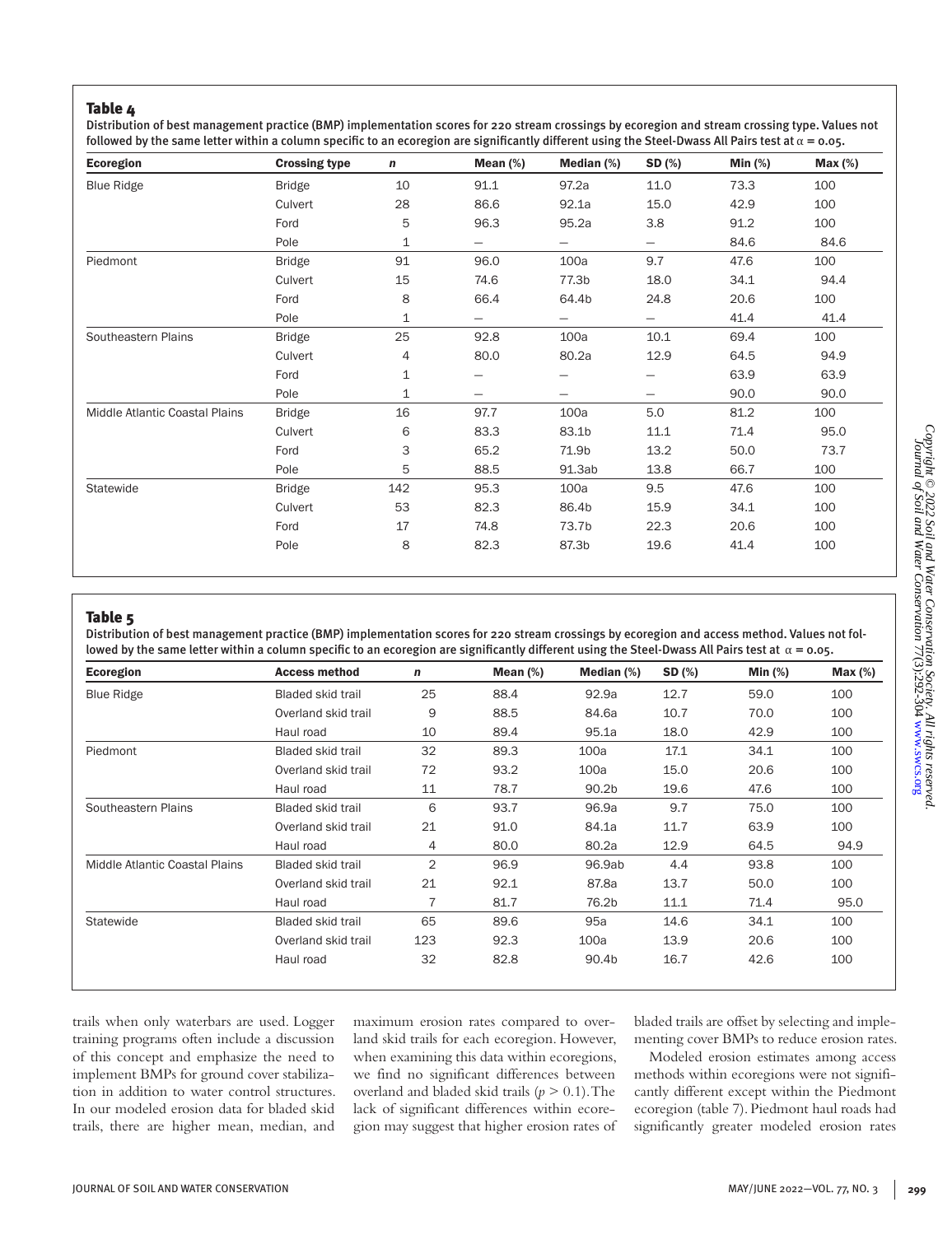## Table 4

Distribution of best management practice (BMP) implementation scores for 220 stream crossings by ecoregion and stream crossing type. Values not followed by the same letter within a column specific to an ecoregion are significantly different using the Steel-Dwass All Pairs test at $\alpha = 0.05$.

| Ecoregion | Crossing type | *n* | Mean (%) | Median (%) | SD (%) | Min (%) | Max (%) |
|---|---|---|---|---|---|---|---|
| Blue Ridge | Bridge | 10 | 91.1 | 97.2a | 11.0 | 73.3 | 100 |
| | Culvert | 28 | 86.6 | 92.1a | 15.0 | 42.9 | 100 |
| | Ford | 5 | 96.3 | 95.2a | 3.8 | 91.2 | 100 |
| | Pole | 1 | — | — | — | 84.6 | 84.6 |
| Piedmont | Bridge | 91 | 96.0 | 100a | 9.7 | 47.6 | 100 |
| | Culvert | 15 | 74.6 | 77.3b | 18.0 | 34.1 | 94.4 |
| | Ford | 8 | 66.4 | 64.4b | 24.8 | 20.6 | 100 |
| | Pole | 1 | — | — | — | 41.4 | 41.4 |
| Southeastern Plains | Bridge | 25 | 92.8 | 100a | 10.1 | 69.4 | 100 |
| | Culvert | 4 | 80.0 | 80.2a | 12.9 | 64.5 | 94.9 |
| | Ford | 1 | — | — | — | 63.9 | 63.9 |
| | Pole | 1 | — | — | — | 90.0 | 90.0 |
| Middle Atlantic Coastal Plains | Bridge | 16 | 97.7 | 100a | 5.0 | 81.2 | 100 |
| | Culvert | 6 | 83.3 | 83.1b | 11.1 | 71.4 | 95.0 |
| | Ford | 3 | 65.2 | 71.9b | 13.2 | 50.0 | 73.7 |
| | Pole | 5 | 88.5 | 91.3ab | 13.8 | 66.7 | 100 |
| Statewide | Bridge | 142 | 95.3 | 100a | 9.5 | 47.6 | 100 |
| | Culvert | 53 | 82.3 | 86.4b | 15.9 | 34.1 | 100 |
| | Ford | 17 | 74.8 | 73.7b | 22.3 | 20.6 | 100 |
| | Pole | 8 | 82.3 | 87.3b | 19.6 | 41.4 | 100 |

## Table 5

Distribution of best management practice (BMP) implementation scores for 220 stream crossings by ecoregion and access method. Values not followed by the same letter within a column specific to an ecoregion are significantly different using the Steel-Dwass All Pairs test at $\alpha = 0.05$.

| Ecoregion | Access method | *n* | Mean (%) | Median (%) | SD (%) | Min (%) | Max (%) |
|---|---|---|---|---|---|---|---|
| Blue Ridge | Bladed skid trail | 25 | 88.4 | 92.9a | 12.7 | 59.0 | 100 |
| | Overland skid trail | 9 | 88.5 | 84.6a | 10.7 | 70.0 | 100 |
| | Haul road | 10 | 89.4 | 95.1a | 18.0 | 42.9 | 100 |
| Piedmont | Bladed skid trail | 32 | 89.3 | 100a | 17.1 | 34.1 | 100 |
| | Overland skid trail | 72 | 93.2 | 100a | 15.0 | 20.6 | 100 |
| | Haul road | 11 | 78.7 | 90.2b | 19.6 | 47.6 | 100 |
| Southeastern Plains | Bladed skid trail | 6 | 93.7 | 96.9a | 9.7 | 75.0 | 100 |
| | Overland skid trail | 21 | 91.0 | 84.1a | 11.7 | 63.9 | 100 |
| | Haul road | 4 | 80.0 | 80.2a | 12.9 | 64.5 | 94.9 |
| Middle Atlantic Coastal Plains | Bladed skid trail | 2 | 96.9 | 96.9ab | 4.4 | 93.8 | 100 |
| | Overland skid trail | 21 | 92.1 | 87.8a | 13.7 | 50.0 | 100 |
| | Haul road | 7 | 81.7 | 76.2b | 11.1 | 71.4 | 95.0 |
| Statewide | Bladed skid trail | 65 | 89.6 | 95a | 14.6 | 34.1 | 100 |
| | Overland skid trail | 123 | 92.3 | 100a | 13.9 | 20.6 | 100 |
| | Haul road | 32 | 82.8 | 90.4b | 16.7 | 42.6 | 100 |

trails when only waterbars are used. Logger training programs often include a discussion of this concept and emphasize the need to implement BMPs for ground cover stabilization in addition to water control structures. In our modeled erosion data for bladed skid trails, there are higher mean, median, and maximum erosion rates compared to overland skid trails for each ecoregion. However, when examining this data within ecoregions, we find no significant differences between overland and bladed skid trails ($p > 0.1$). The lack of significant differences within ecoregion may suggest that higher erosion rates of bladed trails are offset by selecting and implementing cover BMPs to reduce erosion rates.

Modeled erosion estimates among access methods within ecoregions were not significantly different except within the Piedmont ecoregion (table 7). Piedmont haul roads had significantly greater modeled erosion rates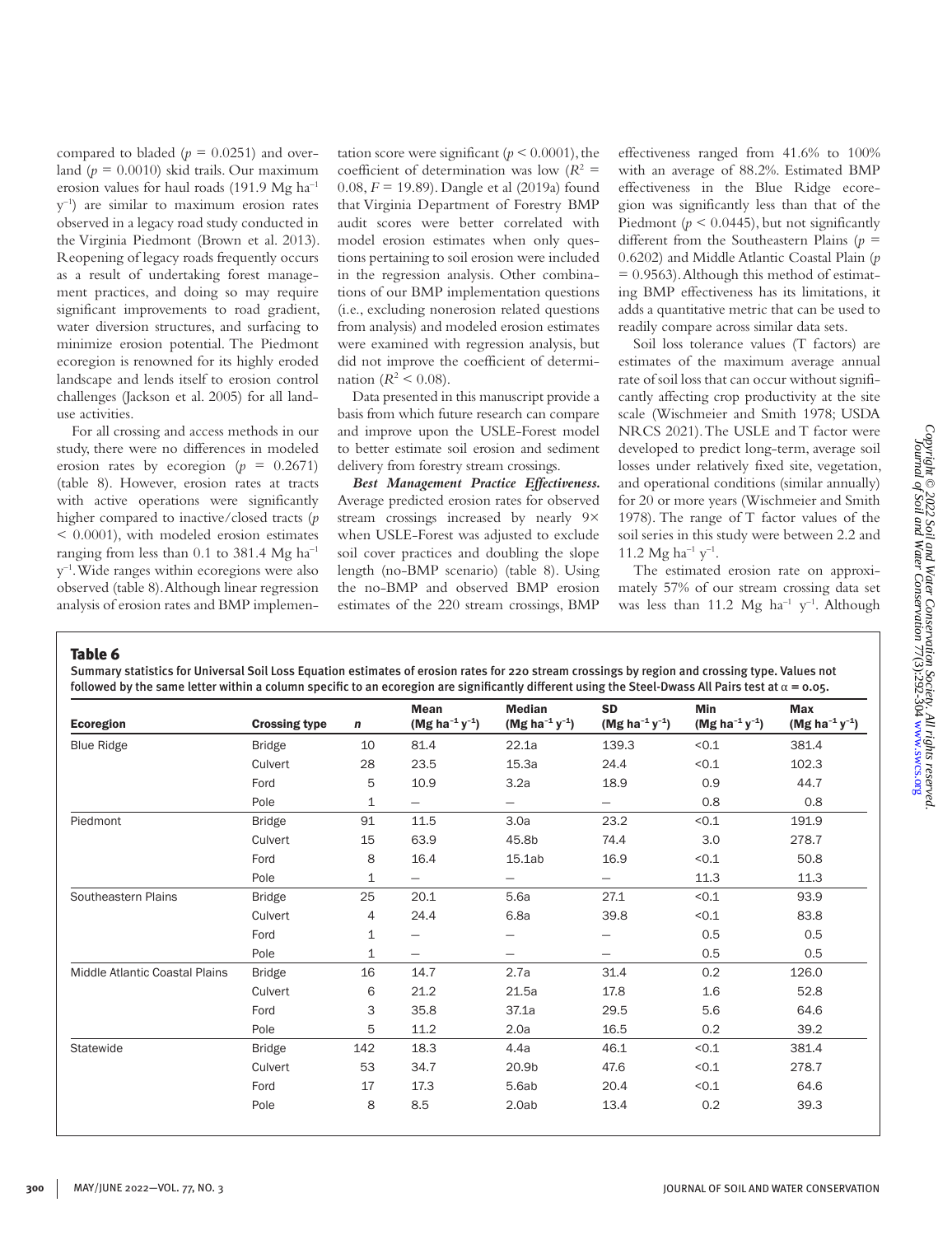compared to bladed ($p$ = 0.0251) and overland ($p$ = 0.0010) skid trails. Our maximum erosion values for haul roads (191.9 Mg ha$^{-1}$ y$^{-1}$) are similar to maximum erosion rates observed in a legacy road study conducted in the Virginia Piedmont (Brown et al. 2013). Reopening of legacy roads frequently occurs as a result of undertaking forest management practices, and doing so may require significant improvements to road gradient, water diversion structures, and surfacing to minimize erosion potential. The Piedmont ecoregion is renowned for its highly eroded landscape and lends itself to erosion control challenges (Jackson et al. 2005) for all land-use activities.

For all crossing and access methods in our study, there were no differences in modeled erosion rates by ecoregion ($p$ = 0.2671) (table 8). However, erosion rates at tracts with active operations were significantly higher compared to inactive/closed tracts ($p$ < 0.0001), with modeled erosion estimates ranging from less than 0.1 to 381.4 Mg ha$^{-1}$ y$^{-1}$. Wide ranges within ecoregions were also observed (table 8). Although linear regression analysis of erosion rates and BMP implementation score were significant ($p$ < 0.0001), the coefficient of determination was low ($R^2$ = 0.08, $F$ = 19.89). Dangle et al (2019a) found that Virginia Department of Forestry BMP audit scores were better correlated with model erosion estimates when only questions pertaining to soil erosion were included in the regression analysis. Other combinations of our BMP implementation questions (i.e., excluding nonerosion related questions from analysis) and modeled erosion estimates were examined with regression analysis, but did not improve the coefficient of determination ($R^2$ < 0.08).

Data presented in this manuscript provide a basis from which future research can compare and improve upon the USLE-Forest model to better estimate soil erosion and sediment delivery from forestry stream crossings.

***Best Management Practice Effectiveness.*** Average predicted erosion rates for observed stream crossings increased by nearly 9× when USLE-Forest was adjusted to exclude soil cover practices and doubling the slope length (no-BMP scenario) (table 8). Using the no-BMP and observed BMP erosion estimates of the 220 stream crossings, BMP effectiveness ranged from 41.6% to 100% with an average of 88.2%. Estimated BMP effectiveness in the Blue Ridge ecoregion was significantly less than that of the Piedmont ($p$ < 0.0445), but not significantly different from the Southeastern Plains ($p$ = 0.6202) and Middle Atlantic Coastal Plain ($p$ = 0.9563). Although this method of estimating BMP effectiveness has its limitations, it adds a quantitative metric that can be used to readily compare across similar data sets.

Soil loss tolerance values (T factors) are estimates of the maximum average annual rate of soil loss that can occur without significantly affecting crop productivity at the site scale (Wischmeier and Smith 1978; USDA NRCS 2021). The USLE and T factor were developed to predict long-term, average soil losses under relatively fixed site, vegetation, and operational conditions (similar annually) for 20 or more years (Wischmeier and Smith 1978). The range of T factor values of the soil series in this study were between 2.2 and 11.2 Mg ha$^{-1}$ y$^{-1}$.

The estimated erosion rate on approximately 57% of our stream crossing data set was less than 11.2 Mg ha$^{-1}$ y$^{-1}$. Although

**Table 6**

Summary statistics for Universal Soil Loss Equation estimates of erosion rates for 220 stream crossings by region and crossing type. Values not followed by the same letter within a column specific to an ecoregion are significantly different using the Steel-Dwass All Pairs test at $\alpha$ = 0.05.

| Ecoregion | Crossing type | $n$ | Mean (Mg ha$^{-1}$ y$^{-1}$) | Median (Mg ha$^{-1}$ y$^{-1}$) | SD (Mg ha$^{-1}$ y$^{-1}$) | Min (Mg ha$^{-1}$ y$^{-1}$) | Max (Mg ha$^{-1}$ y$^{-1}$) |
|---|---|---|---|---|---|---|---|
| Blue Ridge | Bridge | 10 | 81.4 | 22.1a | 139.3 | <0.1 | 381.4 |
| | Culvert | 28 | 23.5 | 15.3a | 24.4 | <0.1 | 102.3 |
| | Ford | 5 | 10.9 | 3.2a | 18.9 | 0.9 | 44.7 |
| | Pole | 1 | — | — | — | 0.8 | 0.8 |
| Piedmont | Bridge | 91 | 11.5 | 3.0a | 23.2 | <0.1 | 191.9 |
| | Culvert | 15 | 63.9 | 45.8b | 74.4 | 3.0 | 278.7 |
| | Ford | 8 | 16.4 | 15.1ab | 16.9 | <0.1 | 50.8 |
| | Pole | 1 | — | — | — | 11.3 | 11.3 |
| Southeastern Plains | Bridge | 25 | 20.1 | 5.6a | 27.1 | <0.1 | 93.9 |
| | Culvert | 4 | 24.4 | 6.8a | 39.8 | <0.1 | 83.8 |
| | Ford | 1 | — | — | — | 0.5 | 0.5 |
| | Pole | 1 | — | — | — | 0.5 | 0.5 |
| Middle Atlantic Coastal Plains | Bridge | 16 | 14.7 | 2.7a | 31.4 | 0.2 | 126.0 |
| | Culvert | 6 | 21.2 | 21.5a | 17.8 | 1.6 | 52.8 |
| | Ford | 3 | 35.8 | 37.1a | 29.5 | 5.6 | 64.6 |
| | Pole | 5 | 11.2 | 2.0a | 16.5 | 0.2 | 39.2 |
| Statewide | Bridge | 142 | 18.3 | 4.4a | 46.1 | <0.1 | 381.4 |
| | Culvert | 53 | 34.7 | 20.9b | 47.6 | <0.1 | 278.7 |
| | Ford | 17 | 17.3 | 5.6ab | 20.4 | <0.1 | 64.6 |
| | Pole | 8 | 8.5 | 2.0ab | 13.4 | 0.2 | 39.3 |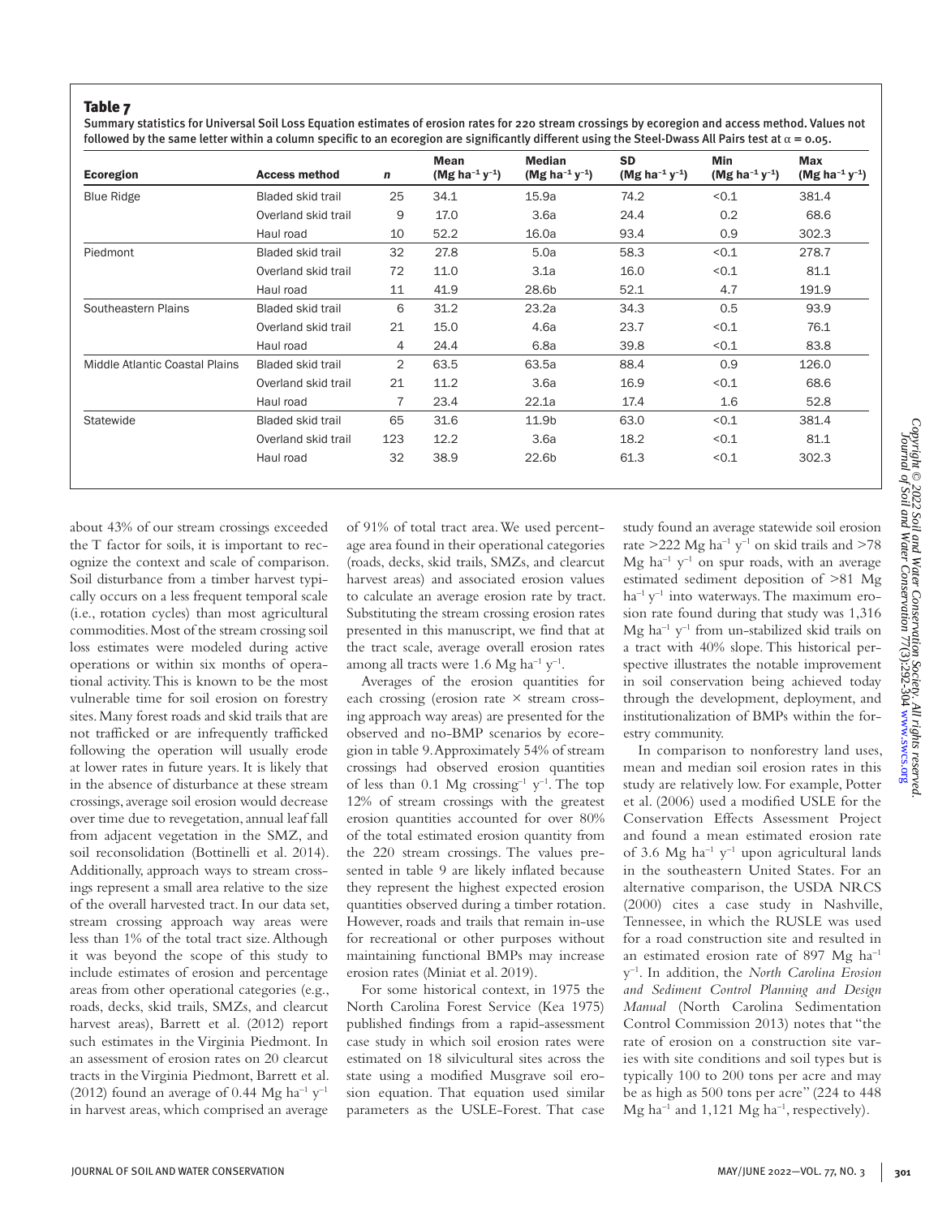**Table 7**

Summary statistics for Universal Soil Loss Equation estimates of erosion rates for 220 stream crossings by ecoregion and access method. Values not followed by the same letter within a column specific to an ecoregion are significantly different using the Steel-Dwass All Pairs test at $\alpha = 0.05$.

| Ecoregion | Access method | $n$ | Mean (Mg ha$^{-1}$ y$^{-1}$) | Median (Mg ha$^{-1}$ y$^{-1}$) | SD (Mg ha$^{-1}$ y$^{-1}$) | Min (Mg ha$^{-1}$ y$^{-1}$) | Max (Mg ha$^{-1}$ y$^{-1}$) |
|---|---|---|---|---|---|---|---|
| Blue Ridge | Bladed skid trail | 25 | 34.1 | 15.9a | 74.2 | <0.1 | 381.4 |
| | Overland skid trail | 9 | 17.0 | 3.6a | 24.4 | 0.2 | 68.6 |
| | Haul road | 10 | 52.2 | 16.0a | 93.4 | 0.9 | 302.3 |
| Piedmont | Bladed skid trail | 32 | 27.8 | 5.0a | 58.3 | <0.1 | 278.7 |
| | Overland skid trail | 72 | 11.0 | 3.1a | 16.0 | <0.1 | 81.1 |
| | Haul road | 11 | 41.9 | 28.6b | 52.1 | 4.7 | 191.9 |
| Southeastern Plains | Bladed skid trail | 6 | 31.2 | 23.2a | 34.3 | 0.5 | 93.9 |
| | Overland skid trail | 21 | 15.0 | 4.6a | 23.7 | <0.1 | 76.1 |
| | Haul road | 4 | 24.4 | 6.8a | 39.8 | <0.1 | 83.8 |
| Middle Atlantic Coastal Plains | Bladed skid trail | 2 | 63.5 | 63.5a | 88.4 | 0.9 | 126.0 |
| | Overland skid trail | 21 | 11.2 | 3.6a | 16.9 | <0.1 | 68.6 |
| | Haul road | 7 | 23.4 | 22.1a | 17.4 | 1.6 | 52.8 |
| Statewide | Bladed skid trail | 65 | 31.6 | 11.9b | 63.0 | <0.1 | 381.4 |
| | Overland skid trail | 123 | 12.2 | 3.6a | 18.2 | <0.1 | 81.1 |
| | Haul road | 32 | 38.9 | 22.6b | 61.3 | <0.1 | 302.3 |

about 43% of our stream crossings exceeded the T factor for soils, it is important to recognize the context and scale of comparison. Soil disturbance from a timber harvest typically occurs on a less frequent temporal scale (i.e., rotation cycles) than most agricultural commodities. Most of the stream crossing soil loss estimates were modeled during active operations or within six months of operational activity. This is known to be the most vulnerable time for soil erosion on forestry sites. Many forest roads and skid trails that are not trafficked or are infrequently trafficked following the operation will usually erode at lower rates in future years. It is likely that in the absence of disturbance at these stream crossings, average soil erosion would decrease over time due to revegetation, annual leaf fall from adjacent vegetation in the SMZ, and soil reconsolidation (Bottinelli et al. 2014). Additionally, approach ways to stream crossings represent a small area relative to the size of the overall harvested tract. In our data set, stream crossing approach way areas were less than 1% of the total tract size. Although it was beyond the scope of this study to include estimates of erosion and percentage areas from other operational categories (e.g., roads, decks, skid trails, SMZs, and clearcut harvest areas), Barrett et al. (2012) report such estimates in the Virginia Piedmont. In an assessment of erosion rates on 20 clearcut tracts in the Virginia Piedmont, Barrett et al. (2012) found an average of 0.44 Mg ha$^{-1}$ y$^{-1}$ in harvest areas, which comprised an average of 91% of total tract area. We used percentage area found in their operational categories (roads, decks, skid trails, SMZs, and clearcut harvest areas) and associated erosion values to calculate an average erosion rate by tract. Substituting the stream crossing erosion rates presented in this manuscript, we find that at the tract scale, average overall erosion rates among all tracts were 1.6 Mg ha$^{-1}$ y$^{-1}$.

Averages of the erosion quantities for each crossing (erosion rate × stream crossing approach way areas) are presented for the observed and no-BMP scenarios by ecoregion in table 9. Approximately 54% of stream crossings had observed erosion quantities of less than 0.1 Mg crossing$^{-1}$ y$^{-1}$. The top 12% of stream crossings with the greatest erosion quantities accounted for over 80% of the total estimated erosion quantity from the 220 stream crossings. The values presented in table 9 are likely inflated because they represent the highest expected erosion quantities observed during a timber rotation. However, roads and trails that remain in-use for recreational or other purposes without maintaining functional BMPs may increase erosion rates (Miniat et al. 2019).

For some historical context, in 1975 the North Carolina Forest Service (Kea 1975) published findings from a rapid-assessment case study in which soil erosion rates were estimated on 18 silvicultural sites across the state using a modified Musgrave soil erosion equation. That equation used similar parameters as the USLE-Forest. That case study found an average statewide soil erosion rate >222 Mg ha$^{-1}$ y$^{-1}$ on skid trails and >78 Mg ha$^{-1}$ y$^{-1}$ on spur roads, with an average estimated sediment deposition of >81 Mg ha$^{-1}$ y$^{-1}$ into waterways. The maximum erosion rate found during that study was 1,316 Mg ha$^{-1}$ y$^{-1}$ from un-stabilized skid trails on a tract with 40% slope. This historical perspective illustrates the notable improvement in soil conservation being achieved today through the development, deployment, and institutionalization of BMPs within the forestry community.

In comparison to nonforestry land uses, mean and median soil erosion rates in this study are relatively low. For example, Potter et al. (2006) used a modified USLE for the Conservation Effects Assessment Project and found a mean estimated erosion rate of 3.6 Mg ha$^{-1}$ y$^{-1}$ upon agricultural lands in the southeastern United States. For an alternative comparison, the USDA NRCS (2000) cites a case study in Nashville, Tennessee, in which the RUSLE was used for a road construction site and resulted in an estimated erosion rate of 897 Mg ha$^{-1}$ y$^{-1}$. In addition, the *North Carolina Erosion and Sediment Control Planning and Design Manual* (North Carolina Sedimentation Control Commission 2013) notes that "the rate of erosion on a construction site varies with site conditions and soil types but is typically 100 to 200 tons per acre and may be as high as 500 tons per acre" (224 to 448 Mg ha$^{-1}$ and 1,121 Mg ha$^{-1}$, respectively).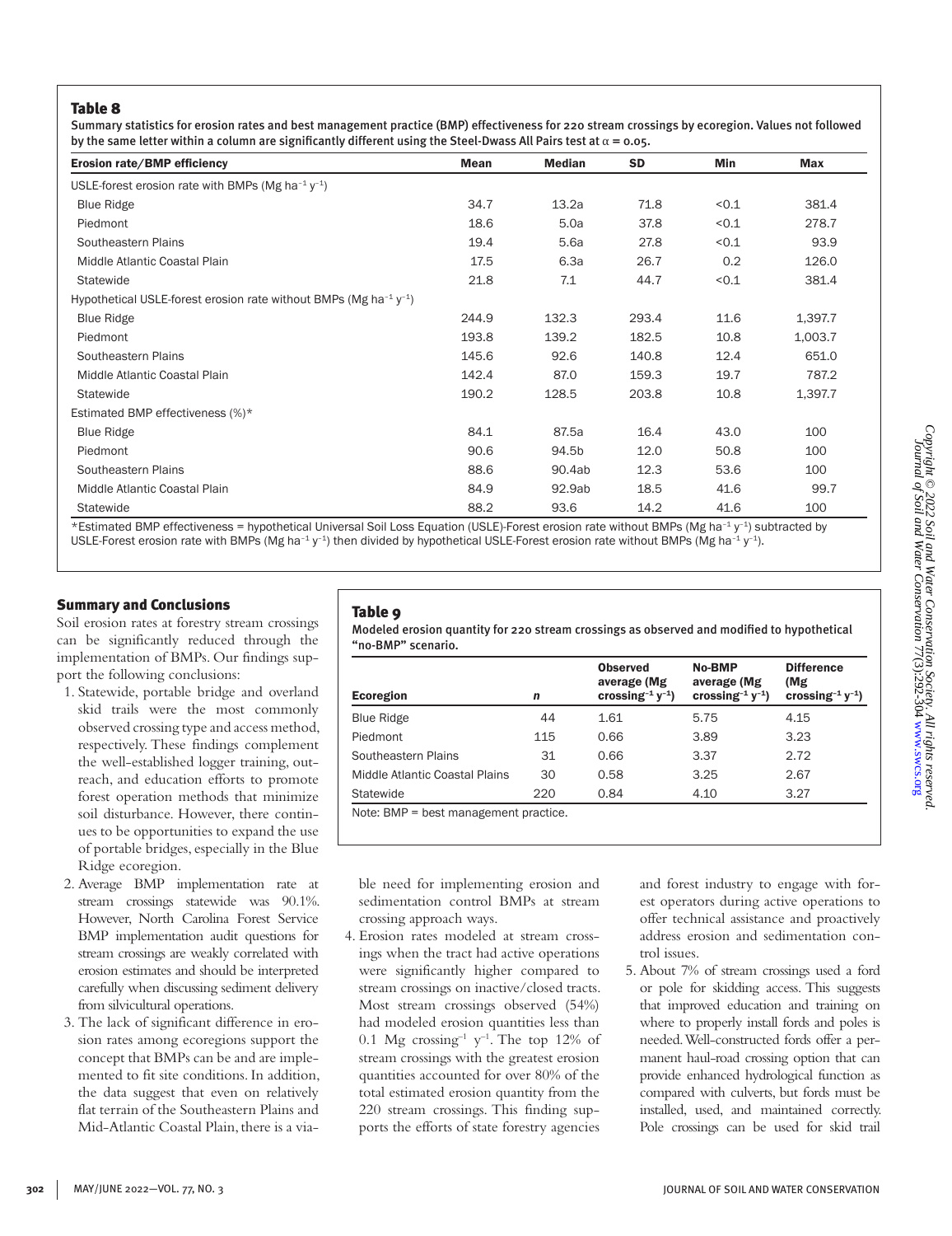**Table 8**

Summary statistics for erosion rates and best management practice (BMP) effectiveness for 220 stream crossings by ecoregion. Values not followed by the same letter within a column are significantly different using the Steel-Dwass All Pairs test at $\alpha = 0.05$.

| Erosion rate/BMP efficiency | Mean | Median | SD | Min | Max |
|---|---|---|---|---|---|
| USLE-forest erosion rate with BMPs (Mg $ha^{-1}$ $y^{-1}$) | | | | | |
| Blue Ridge | 34.7 | 13.2a | 71.8 | <0.1 | 381.4 |
| Piedmont | 18.6 | 5.0a | 37.8 | <0.1 | 278.7 |
| Southeastern Plains | 19.4 | 5.6a | 27.8 | <0.1 | 93.9 |
| Middle Atlantic Coastal Plain | 17.5 | 6.3a | 26.7 | 0.2 | 126.0 |
| Statewide | 21.8 | 7.1 | 44.7 | <0.1 | 381.4 |
| Hypothetical USLE-forest erosion rate without BMPs (Mg $ha^{-1}$ $y^{-1}$) | | | | | |
| Blue Ridge | 244.9 | 132.3 | 293.4 | 11.6 | 1,397.7 |
| Piedmont | 193.8 | 139.2 | 182.5 | 10.8 | 1,003.7 |
| Southeastern Plains | 145.6 | 92.6 | 140.8 | 12.4 | 651.0 |
| Middle Atlantic Coastal Plain | 142.4 | 87.0 | 159.3 | 19.7 | 787.2 |
| Statewide | 190.2 | 128.5 | 203.8 | 10.8 | 1,397.7 |
| Estimated BMP effectiveness (%)* | | | | | |
| Blue Ridge | 84.1 | 87.5a | 16.4 | 43.0 | 100 |
| Piedmont | 90.6 | 94.5b | 12.0 | 50.8 | 100 |
| Southeastern Plains | 88.6 | 90.4ab | 12.3 | 53.6 | 100 |
| Middle Atlantic Coastal Plain | 84.9 | 92.9ab | 18.5 | 41.6 | 99.7 |
| Statewide | 88.2 | 93.6 | 14.2 | 41.6 | 100 |

*Estimated BMP effectiveness = hypothetical Universal Soil Loss Equation (USLE)-Forest erosion rate without BMPs (Mg $ha^{-1}$ $y^{-1}$) subtracted by USLE-Forest erosion rate with BMPs (Mg $ha^{-1}$ $y^{-1}$) then divided by hypothetical USLE-Forest erosion rate without BMPs (Mg $ha^{-1}$ $y^{-1}$).

## Summary and Conclusions

Soil erosion rates at forestry stream crossings can be significantly reduced through the implementation of BMPs. Our findings support the following conclusions:

1. Statewide, portable bridge and overland skid trails were the most commonly observed crossing type and access method, respectively. These findings complement the well-established logger training, outreach, and education efforts to promote forest operation methods that minimize soil disturbance. However, there continues to be opportunities to expand the use of portable bridges, especially in the Blue Ridge ecoregion.
2. Average BMP implementation rate at stream crossings statewide was 90.1%. However, North Carolina Forest Service BMP implementation audit questions for stream crossings are weakly correlated with erosion estimates and should be interpreted carefully when discussing sediment delivery from silvicultural operations.
3. The lack of significant difference in erosion rates among ecoregions support the concept that BMPs can be and are implemented to fit site conditions. In addition, the data suggest that even on relatively flat terrain of the Southeastern Plains and Mid-Atlantic Coastal Plain, there is a viable need for implementing erosion and sedimentation control BMPs at stream crossing approach ways.
4. Erosion rates modeled at stream crossings when the tract had active operations were significantly higher compared to stream crossings on inactive/closed tracts. Most stream crossings observed (54%) had modeled erosion quantities less than 0.1 Mg $crossing^{-1}$ $y^{-1}$. The top 12% of stream crossings with the greatest erosion quantities accounted for over 80% of the total estimated erosion quantity from the 220 stream crossings. This finding supports the efforts of state forestry agencies and forest industry to engage with forest operators during active operations to offer technical assistance and proactively address erosion and sedimentation control issues.
5. About 7% of stream crossings used a ford or pole for skidding access. This suggests that improved education and training on where to properly install fords and poles is needed. Well-constructed fords offer a permanent haul-road crossing option that can provide enhanced hydrological function as compared with culverts, but fords must be installed, used, and maintained correctly. Pole crossings can be used for skid trail

**Table 9**

Modeled erosion quantity for 220 stream crossings as observed and modified to hypothetical "no-BMP" scenario.

| Ecoregion | *n* | Observed average (Mg $crossing^{-1}$ $y^{-1}$) | No-BMP average (Mg $crossing^{-1}$ $y^{-1}$) | Difference (Mg $crossing^{-1}$ $y^{-1}$) |
|---|---|---|---|---|
| Blue Ridge | 44 | 1.61 | 5.75 | 4.15 |
| Piedmont | 115 | 0.66 | 3.89 | 3.23 |
| Southeastern Plains | 31 | 0.66 | 3.37 | 2.72 |
| Middle Atlantic Coastal Plains | 30 | 0.58 | 3.25 | 2.67 |
| Statewide | 220 | 0.84 | 4.10 | 3.27 |

Note: BMP = best management practice.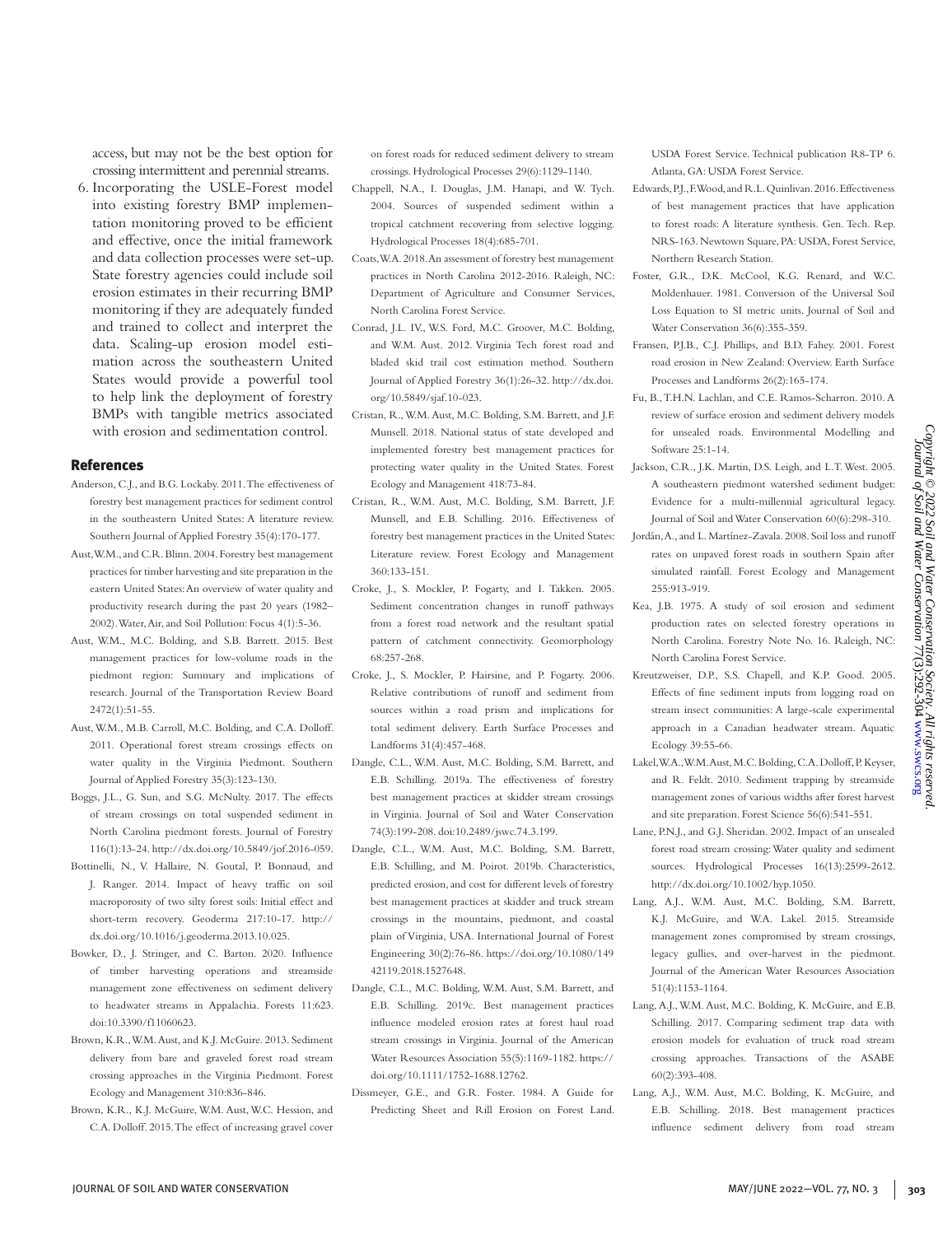access, but may not be the best option for crossing intermittent and perennial streams.

6. Incorporating the USLE-Forest model into existing forestry BMP implementation monitoring proved to be efficient and effective, once the initial framework and data collection processes were set-up. State forestry agencies could include soil erosion estimates in their recurring BMP monitoring if they are adequately funded and trained to collect and interpret the data. Scaling-up erosion model estimation across the southeastern United States would provide a powerful tool to help link the deployment of forestry BMPs with tangible metrics associated with erosion and sedimentation control.

## References

Anderson, C.J., and B.G. Lockaby. 2011. The effectiveness of forestry best management practices for sediment control in the southeastern United States: A literature review. Southern Journal of Applied Forestry 35(4):170-177.

Aust, W.M., and C.R. Blinn. 2004. Forestry best management practices for timber harvesting and site preparation in the eastern United States: An overview of water quality and productivity research during the past 20 years (1982–2002). Water, Air, and Soil Pollution: Focus 4(1):5-36.

Aust, W.M., M.C. Bolding, and S.B. Barrett. 2015. Best management practices for low-volume roads in the piedmont region: Summary and implications of research. Journal of the Transportation Review Board 2472(1):51-55.

Aust, W.M., M.B. Carroll, M.C. Bolding, and C.A. Dolloff. 2011. Operational forest stream crossings effects on water quality in the Virginia Piedmont. Southern Journal of Applied Forestry 35(3):123-130.

Boggs, J.L., G. Sun, and S.G. McNulty. 2017. The effects of stream crossings on total suspended sediment in North Carolina piedmont forests. Journal of Forestry 116(1):13-24. http://dx.doi.org/10.5849/jof.2016-059.

Bottinelli, N., V. Hallaire, N. Goutal, P. Bonnaud, and J. Ranger. 2014. Impact of heavy traffic on soil macroporosity of two silty forest soils: Initial effect and short-term recovery. Geoderma 217:10-17. http://dx.doi.org/10.1016/j.geoderma.2013.10.025.

Bowker, D., J. Stringer, and C. Barton. 2020. Influence of timber harvesting operations and streamside management zone effectiveness on sediment delivery to headwater streams in Appalachia. Forests 11:623. doi:10.3390/f11060623.

Brown, K.R., W.M. Aust, and K.J. McGuire. 2013. Sediment delivery from bare and graveled forest road stream crossing approaches in the Virginia Piedmont. Forest Ecology and Management 310:836-846.

Brown, K.R., K.J. McGuire, W.M. Aust, W.C. Hession, and C.A. Dolloff. 2015. The effect of increasing gravel cover on forest roads for reduced sediment delivery to stream crossings. Hydrological Processes 29(6):1129-1140.

Chappell, N.A., I. Douglas, J.M. Hanapi, and W. Tych. 2004. Sources of suspended sediment within a tropical catchment recovering from selective logging. Hydrological Processes 18(4):685-701.

Coats, W.A. 2018. An assessment of forestry best management practices in North Carolina 2012-2016. Raleigh, NC: Department of Agriculture and Consumer Services, North Carolina Forest Service.

Conrad, J.L. IV., W.S. Ford, M.C. Groover, M.C. Bolding, and W.M. Aust. 2012. Virginia Tech forest road and bladed skid trail cost estimation method. Southern Journal of Applied Forestry 36(1):26-32. http://dx.doi.org/10.5849/sjaf.10-023.

Cristan, R., W.M. Aust, M.C. Bolding, S.M. Barrett, and J.F. Munsell. 2018. National status of state developed and implemented forestry best management practices for protecting water quality in the United States. Forest Ecology and Management 418:73-84.

Cristan, R., W.M. Aust, M.C. Bolding, S.M. Barrett, J.F. Munsell, and E.B. Schilling. 2016. Effectiveness of forestry best management practices in the United States: Literature review. Forest Ecology and Management 360:133-151.

Croke, J., S. Mockler, P. Fogarty, and I. Takken. 2005. Sediment concentration changes in runoff pathways from a forest road network and the resultant spatial pattern of catchment connectivity. Geomorphology 68:257-268.

Croke, J., S. Mockler, P. Hairsine, and P. Fogarty. 2006. Relative contributions of runoff and sediment from sources within a road prism and implications for total sediment delivery. Earth Surface Processes and Landforms 31(4):457-468.

Dangle, C.L., W.M. Aust, M.C. Bolding, S.M. Barrett, and E.B. Schilling. 2019a. The effectiveness of forestry best management practices at skidder stream crossings in Virginia. Journal of Soil and Water Conservation 74(3):199-208. doi:10.2489/jswc.74.3.199.

Dangle, C.L., W.M. Aust, M.C. Bolding, S.M. Barrett, E.B. Schilling, and M. Poirot. 2019b. Characteristics, predicted erosion, and cost for different levels of forestry best management practices at skidder and truck stream crossings in the mountains, piedmont, and coastal plain of Virginia, USA. International Journal of Forest Engineering 30(2):76-86. https://doi.org/10.1080/14942119.2018.1527648.

Dangle, C.L., M.C. Bolding, W.M. Aust, S.M. Barrett, and E.B. Schilling. 2019c. Best management practices influence modeled erosion rates at forest haul road stream crossings in Virginia. Journal of the American Water Resources Association 55(5):1169-1182. https://doi.org/10.1111/1752-1688.12762.

Dissmeyer, G.E., and G.R. Foster. 1984. A Guide for Predicting Sheet and Rill Erosion on Forest Land. USDA Forest Service. Technical publication R8-TP 6. Atlanta, GA: USDA Forest Service.

Edwards, P.J., F. Wood, and R.L. Quinlivan. 2016. Effectiveness of best management practices that have application to forest roads: A literature synthesis. Gen. Tech. Rep. NRS-163. Newtown Square, PA: USDA, Forest Service, Northern Research Station.

Foster, G.R., D.K. McCool, K.G. Renard, and W.C. Moldenhauer. 1981. Conversion of the Universal Soil Loss Equation to SI metric units. Journal of Soil and Water Conservation 36(6):355-359.

Fransen, P.J.B., C.J. Phillips, and B.D. Fahey. 2001. Forest road erosion in New Zealand: Overview. Earth Surface Processes and Landforms 26(2):165-174.

Fu, B., T.H.N. Lachlan, and C.E. Ramos-Scharron. 2010. A review of surface erosion and sediment delivery models for unsealed roads. Environmental Modelling and Software 25:1-14.

Jackson, C.R., J.K. Martin, D.S. Leigh, and L.T. West. 2005. A southeastern piedmont watershed sediment budget: Evidence for a multi-millennial agricultural legacy. Journal of Soil and Water Conservation 60(6):298-310.

Jordán, A., and L. Martínez-Zavala. 2008. Soil loss and runoff rates on unpaved forest roads in southern Spain after simulated rainfall. Forest Ecology and Management 255:913-919.

Kea, J.B. 1975. A study of soil erosion and sediment production rates on selected forestry operations in North Carolina. Forestry Note No. 16. Raleigh, NC: North Carolina Forest Service.

Kreutzweiser, D.P., S.S. Chapell, and K.P. Good. 2005. Effects of fine sediment inputs from logging road on stream insect communities: A large-scale experimental approach in a Canadian headwater stream. Aquatic Ecology 39:55-66.

Lakel, W.A., W.M. Aust, M.C. Bolding, C.A. Dolloff, P. Keyser, and R. Feldt. 2010. Sediment trapping by streamside management zones of various widths after forest harvest and site preparation. Forest Science 56(6):541-551.

Lane, P.N.J., and G.J. Sheridan. 2002. Impact of an unsealed forest road stream crossing: Water quality and sediment sources. Hydrological Processes 16(13):2599-2612. http://dx.doi.org/10.1002/hyp.1050.

Lang, A.J., W.M. Aust, M.C. Bolding, S.M. Barrett, K.J. McGuire, and W.A. Lakel. 2015. Streamside management zones compromised by stream crossings, legacy gullies, and over-harvest in the piedmont. Journal of the American Water Resources Association 51(4):1153-1164.

Lang, A.J., W.M. Aust, M.C. Bolding, K. McGuire, and E.B. Schilling. 2017. Comparing sediment trap data with erosion models for evaluation of truck road stream crossing approaches. Transactions of the ASABE 60(2):393-408.

Lang, A.J., W.M. Aust, M.C. Bolding, K. McGuire, and E.B. Schilling. 2018. Best management practices influence sediment delivery from road stream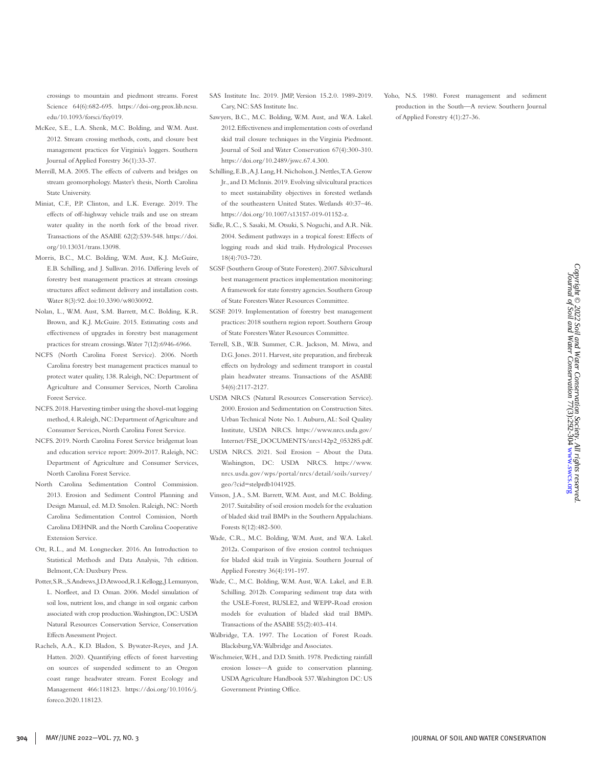crossings to mountain and piedmont streams. Forest Science 64(6):682-695. https://doi-org.prox.lib.ncsu.edu/10.1093/forsci/fxy019.

McKee, S.E., L.A. Shenk, M.C. Bolding, and W.M. Aust. 2012. Stream crossing methods, costs, and closure best management practices for Virginia's loggers. Southern Journal of Applied Forestry 36(1):33-37.

Merrill, M.A. 2005. The effects of culverts and bridges on stream geomorphology. Master's thesis, North Carolina State University.

Miniat, C.F., P.P. Clinton, and L.K. Everage. 2019. The effects of off-highway vehicle trails and use on stream water quality in the north fork of the broad river. Transactions of the ASABE 62(2):539-548. https://doi.org/10.13031/trans.13098.

Morris, B.C., M.C. Bolding, W.M. Aust, K.J. McGuire, E.B. Schilling, and J. Sullivan. 2016. Differing levels of forestry best management practices at stream crossings structures affect sediment delivery and installation costs. Water 8(3):92. doi:10.3390/w8030092.

Nolan, L., W.M. Aust, S.M. Barrett, M.C. Bolding, K.R. Brown, and K.J. McGuire. 2015. Estimating costs and effectiveness of upgrades in forestry best management practices for stream crossings. Water 7(12):6946-6966.

NCFS (North Carolina Forest Service). 2006. North Carolina forestry best management practices manual to protect water quality, 138. Raleigh, NC: Department of Agriculture and Consumer Services, North Carolina Forest Service.

NCFS. 2018. Harvesting timber using the shovel-mat logging method, 4. Raleigh, NC: Department of Agriculture and Consumer Services, North Carolina Forest Service.

NCFS. 2019. North Carolina Forest Service bridgemat loan and education service report: 2009-2017. Raleigh, NC: Department of Agriculture and Consumer Services, North Carolina Forest Service.

North Carolina Sedimentation Control Commission. 2013. Erosion and Sediment Control Planning and Design Manual, ed. M.D. Smolen. Raleigh, NC: North Carolina Sedimentation Control Comission, North Carolina DEHNR and the North Carolina Cooperative Extension Service.

Ott, R.L., and M. Longnecker. 2016. An Introduction to Statistical Methods and Data Analysis, 7th edition. Belmont, CA: Duxbury Press.

Potter, S.R., S. Andrews, J.D. Atwood, R.I. Kellogg, J. Lemunyon, L. Norfleet, and D. Oman. 2006. Model simulation of soil loss, nutrient loss, and change in soil organic carbon associated with crop production. Washington, DC: USDA Natural Resources Conservation Service, Conservation Effects Assessment Project.

Rachels, A.A., K.D. Bladon, S. Bywater-Reyes, and J.A. Hatten. 2020. Quantifying effects of forest harvesting on sources of suspended sediment to an Oregon coast range headwater stream. Forest Ecology and Management 466:118123. https://doi.org/10.1016/j.foreco.2020.118123.

SAS Institute Inc. 2019. JMP, Version 15.2.0. 1989-2019. Cary, NC: SAS Institute Inc.

Sawyers, B.C., M.C. Bolding, W.M. Aust, and W.A. Lakel. 2012. Effectiveness and implementation costs of overland skid trail closure techniques in the Virginia Piedmont. Journal of Soil and Water Conservation 67(4):300-310. https://doi.org/10.2489/jswc.67.4.300.

Schilling, E.B., A.J. Lang, H. Nicholson, J. Nettles, T.A. Gerow Jr., and D. McInnis. 2019. Evolving silvicultural practices to meet sustainability objectives in forested wetlands of the southeastern United States. Wetlands 40:37–46. https://doi.org/10.1007/s13157-019-01152-z.

Sidle, R.C., S. Sasaki, M. Otsuki, S. Noguchi, and A.R. Nik. 2004. Sediment pathways in a tropical forest: Effects of logging roads and skid trails. Hydrological Processes 18(4):703-720.

SGSF (Southern Group of State Foresters). 2007. Silvicultural best management practices implementation monitoring: A framework for state forestry agencies. Southern Group of State Foresters Water Resources Committee.

SGSF. 2019. Implementation of forestry best management practices: 2018 southern region report. Southern Group of State Foresters Water Resources Committee.

Terrell, S.B., W.B. Summer, C.R. Jackson, M. Miwa, and D.G. Jones. 2011. Harvest, site preparation, and firebreak effects on hydrology and sediment transport in coastal plain headwater streams. Transactions of the ASABE 54(6):2117-2127.

USDA NRCS (Natural Resources Conservation Service). 2000. Erosion and Sedimentation on Construction Sites. Urban Technical Note No. 1. Auburn, AL: Soil Quality Institute, USDA NRCS. https://www.nrcs.usda.gov/Internet/FSE_DOCUMENTS/nrcs142p2_053285.pdf.

USDA NRCS. 2021. Soil Erosion – About the Data. Washington, DC: USDA NRCS. https://www.nrcs.usda.gov/wps/portal/nrcs/detail/soils/survey/geo/?cid=stelprdb1041925.

Vinson, J.A., S.M. Barrett, W.M. Aust, and M.C. Bolding. 2017. Suitability of soil erosion models for the evaluation of bladed skid trail BMPs in the Southern Appalachians. Forests 8(12):482-500.

Wade, C.R., M.C. Bolding, W.M. Aust, and W.A. Lakel. 2012a. Comparison of five erosion control techniques for bladed skid trails in Virginia. Southern Journal of Applied Forestry 36(4):191-197.

Wade, C., M.C. Bolding, W.M. Aust, W.A. Lakel, and E.B. Schilling. 2012b. Comparing sediment trap data with the USLE-Forest, RUSLE2, and WEPP-Road erosion models for evaluation of bladed skid trail BMPs. Transactions of the ASABE 55(2):403-414.

Walbridge, T.A. 1997. The Location of Forest Roads. Blacksburg, VA: Walbridge and Associates.

Wischmeier, W.H., and D.D. Smith. 1978. Predicting rainfall erosion losses—A guide to conservation planning. USDA Agriculture Handbook 537. Washington DC: US Government Printing Office.

Yoho, N.S. 1980. Forest management and sediment production in the South—A review. Southern Journal of Applied Forestry 4(1):27-36.